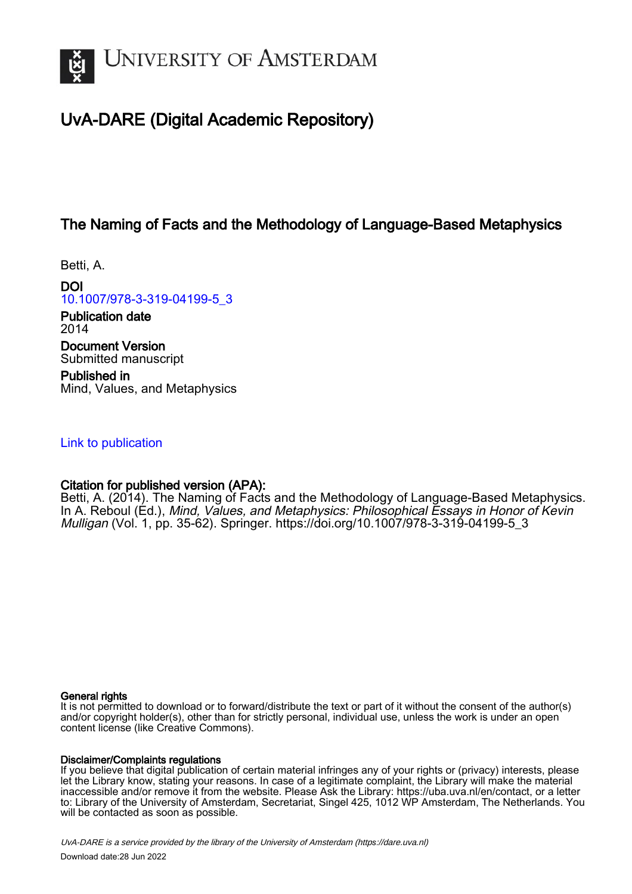# UvA-DARE (Digital Academic Repository)

## The Naming of Facts and the Methodology of Language-Based Metaphysics

Betti, A.

**DOI**
10.1007/978-3-319-04199-5_3

**Publication date**
2014

**Document Version**
Submitted manuscript

**Published in**
Mind, Values, and Metaphysics

Link to publication

**Citation for published version (APA):**
Betti, A. (2014). The Naming of Facts and the Methodology of Language-Based Metaphysics. In A. Reboul (Ed.), *Mind, Values, and Metaphysics: Philosophical Essays in Honor of Kevin Mulligan* (Vol. 1, pp. 35-62). Springer. https://doi.org/10.1007/978-3-319-04199-5_3

**General rights**
It is not permitted to download or to forward/distribute the text or part of it without the consent of the author(s) and/or copyright holder(s), other than for strictly personal, individual use, unless the work is under an open content license (like Creative Commons).

**Disclaimer/Complaints regulations**
If you believe that digital publication of certain material infringes any of your rights or (privacy) interests, please let the Library know, stating your reasons. In case of a legitimate complaint, the Library will make the material inaccessible and/or remove it from the website. Please Ask the Library: https://uba.uva.nl/en/contact, or a letter to: Library of the University of Amsterdam, Secretariat, Singel 425, 1012 WP Amsterdam, The Netherlands. You will be contacted as soon as possible.

UvA-DARE is a service provided by the library of the University of Amsterdam (https://dare.uva.nl)
Download date:28 Jun 2022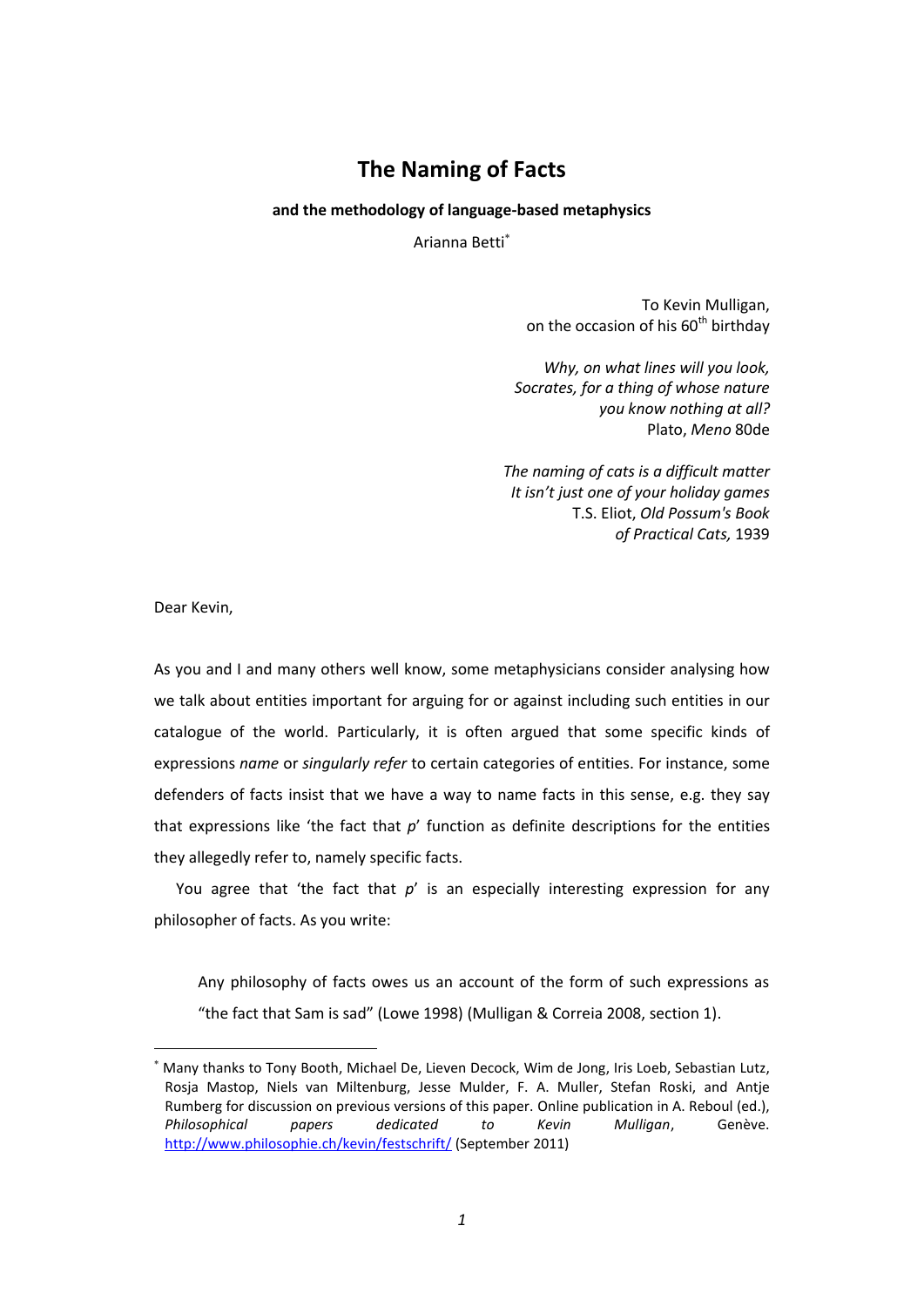# The Naming of Facts

**and the methodology of language-based metaphysics**

Arianna Betti[*]

To Kevin Mulligan,
on the occasion of his 60th birthday

*Why, on what lines will you look,*
*Socrates, for a thing of whose nature*
*you know nothing at all?*
Plato, *Meno* 80de

*The naming of cats is a difficult matter*
*It isn't just one of your holiday games*
T.S. Eliot, *Old Possum's Book*
*of Practical Cats,* 1939

Dear Kevin,

As you and I and many others well know, some metaphysicians consider analysing how we talk about entities important for arguing for or against including such entities in our catalogue of the world. Particularly, it is often argued that some specific kinds of expressions *name* or *singularly refer* to certain categories of entities. For instance, some defenders of facts insist that we have a way to name facts in this sense, e.g. they say that expressions like 'the fact that *p*' function as definite descriptions for the entities they allegedly refer to, namely specific facts.

You agree that 'the fact that *p*' is an especially interesting expression for any philosopher of facts. As you write:

> Any philosophy of facts owes us an account of the form of such expressions as "the fact that Sam is sad" (Lowe 1998) (Mulligan & Correia 2008, section 1).

[*] Many thanks to Tony Booth, Michael De, Lieven Decock, Wim de Jong, Iris Loeb, Sebastian Lutz, Rosja Mastop, Niels van Miltenburg, Jesse Mulder, F. A. Muller, Stefan Roski, and Antje Rumberg for discussion on previous versions of this paper. Online publication in A. Reboul (ed.), *Philosophical papers dedicated to Kevin Mulligan*, Genève. http://www.philosophie.ch/kevin/festschrift/ (September 2011)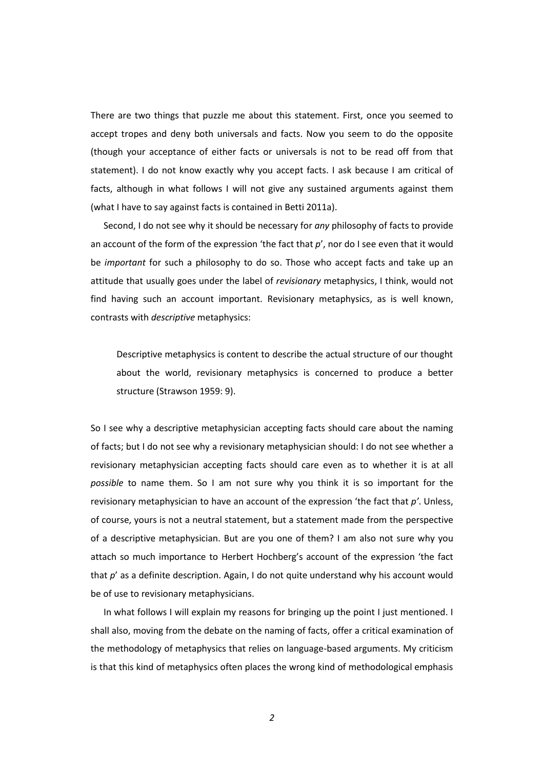There are two things that puzzle me about this statement. First, once you seemed to accept tropes and deny both universals and facts. Now you seem to do the opposite (though your acceptance of either facts or universals is not to be read off from that statement). I do not know exactly why you accept facts. I ask because I am critical of facts, although in what follows I will not give any sustained arguments against them (what I have to say against facts is contained in Betti 2011a).

Second, I do not see why it should be necessary for *any* philosophy of facts to provide an account of the form of the expression 'the fact that *p*', nor do I see even that it would be *important* for such a philosophy to do so. Those who accept facts and take up an attitude that usually goes under the label of *revisionary* metaphysics, I think, would not find having such an account important. Revisionary metaphysics, as is well known, contrasts with *descriptive* metaphysics:

> Descriptive metaphysics is content to describe the actual structure of our thought about the world, revisionary metaphysics is concerned to produce a better structure (Strawson 1959: 9).

So I see why a descriptive metaphysician accepting facts should care about the naming of facts; but I do not see why a revisionary metaphysician should: I do not see whether a revisionary metaphysician accepting facts should care even as to whether it is at all *possible* to name them. So I am not sure why you think it is so important for the revisionary metaphysician to have an account of the expression 'the fact that *p'*. Unless, of course, yours is not a neutral statement, but a statement made from the perspective of a descriptive metaphysician. But are you one of them? I am also not sure why you attach so much importance to Herbert Hochberg's account of the expression 'the fact that *p*' as a definite description. Again, I do not quite understand why his account would be of use to revisionary metaphysicians.

In what follows I will explain my reasons for bringing up the point I just mentioned. I shall also, moving from the debate on the naming of facts, offer a critical examination of the methodology of metaphysics that relies on language-based arguments. My criticism is that this kind of metaphysics often places the wrong kind of methodological emphasis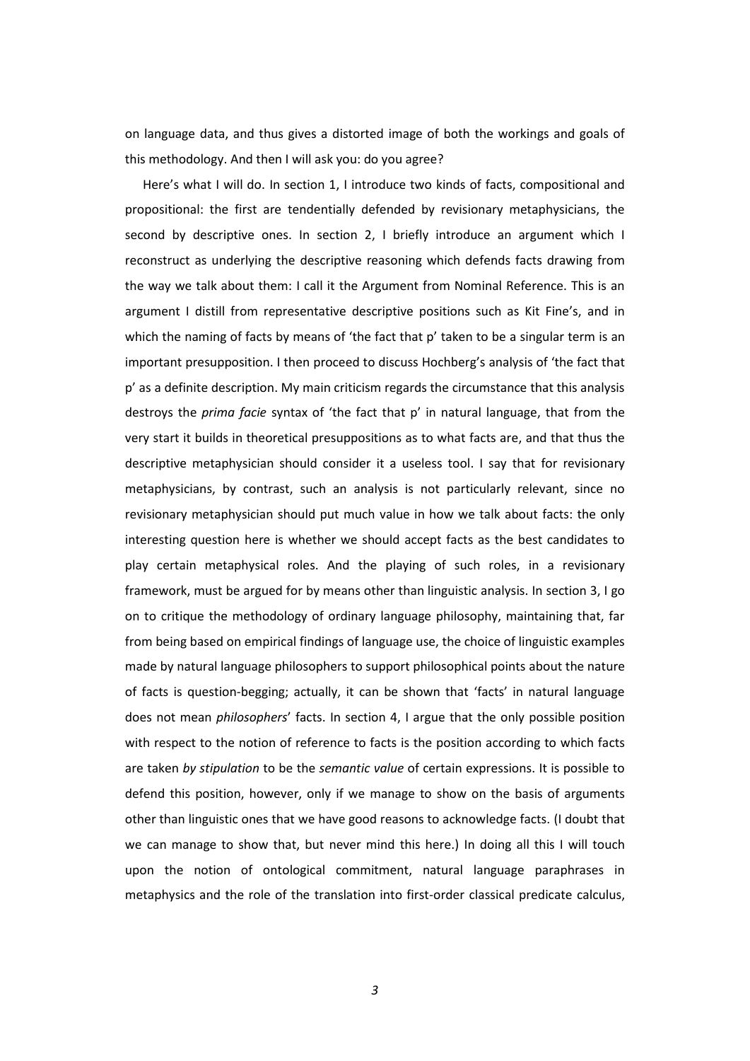on language data, and thus gives a distorted image of both the workings and goals of this methodology. And then I will ask you: do you agree?

Here's what I will do. In section 1, I introduce two kinds of facts, compositional and propositional: the first are tendentially defended by revisionary metaphysicians, the second by descriptive ones. In section 2, I briefly introduce an argument which I reconstruct as underlying the descriptive reasoning which defends facts drawing from the way we talk about them: I call it the Argument from Nominal Reference. This is an argument I distill from representative descriptive positions such as Kit Fine's, and in which the naming of facts by means of 'the fact that p' taken to be a singular term is an important presupposition. I then proceed to discuss Hochberg's analysis of 'the fact that p' as a definite description. My main criticism regards the circumstance that this analysis destroys the *prima facie* syntax of 'the fact that p' in natural language, that from the very start it builds in theoretical presuppositions as to what facts are, and that thus the descriptive metaphysician should consider it a useless tool. I say that for revisionary metaphysicians, by contrast, such an analysis is not particularly relevant, since no revisionary metaphysician should put much value in how we talk about facts: the only interesting question here is whether we should accept facts as the best candidates to play certain metaphysical roles. And the playing of such roles, in a revisionary framework, must be argued for by means other than linguistic analysis. In section 3, I go on to critique the methodology of ordinary language philosophy, maintaining that, far from being based on empirical findings of language use, the choice of linguistic examples made by natural language philosophers to support philosophical points about the nature of facts is question-begging; actually, it can be shown that 'facts' in natural language does not mean *philosophers*' facts. In section 4, I argue that the only possible position with respect to the notion of reference to facts is the position according to which facts are taken *by stipulation* to be the *semantic value* of certain expressions. It is possible to defend this position, however, only if we manage to show on the basis of arguments other than linguistic ones that we have good reasons to acknowledge facts. (I doubt that we can manage to show that, but never mind this here.) In doing all this I will touch upon the notion of ontological commitment, natural language paraphrases in metaphysics and the role of the translation into first-order classical predicate calculus,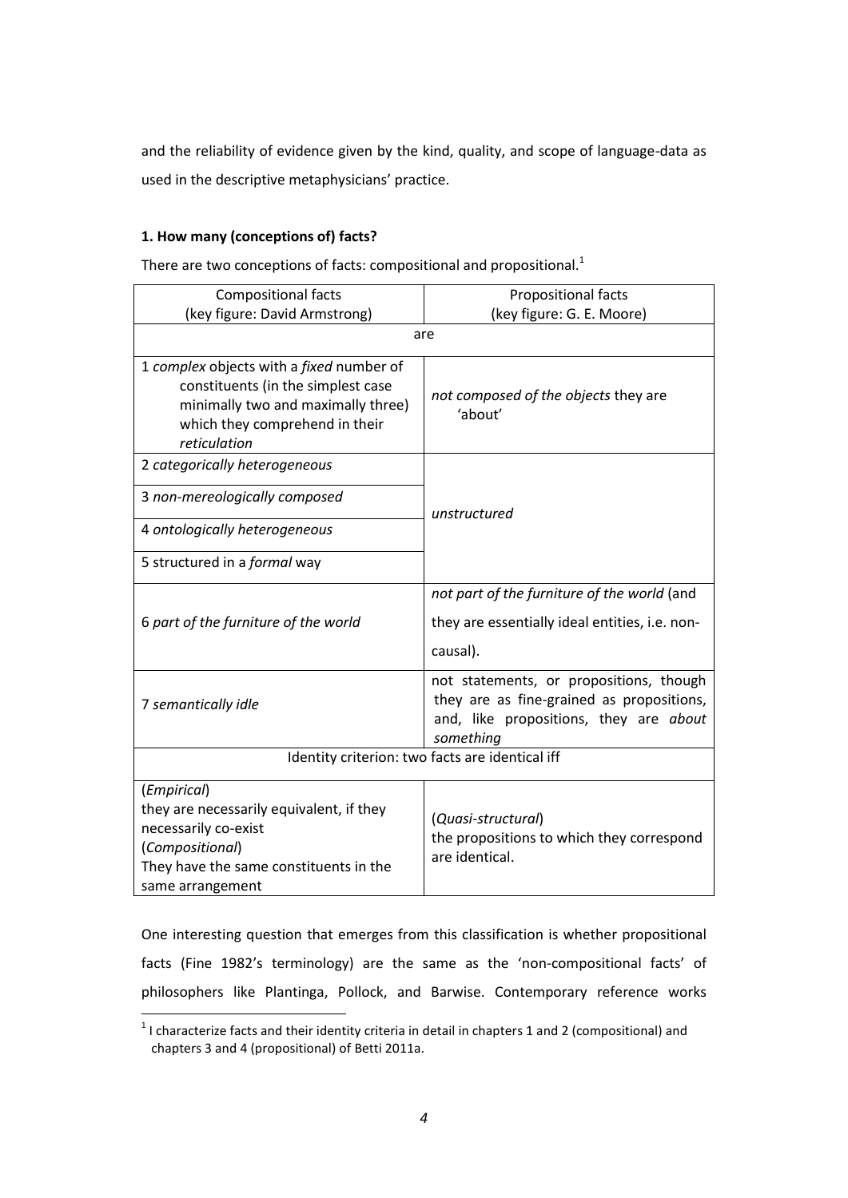and the reliability of evidence given by the kind, quality, and scope of language-data as used in the descriptive metaphysicians' practice.

**1. How many (conceptions of) facts?**

There are two conceptions of facts: compositional and propositional.[1]

| Compositional facts (key figure: David Armstrong) | Propositional facts (key figure: G. E. Moore) |
|---|---|
| are | |
| 1 *complex* objects with a *fixed* number of constituents (in the simplest case minimally two and maximally three) which they comprehend in their *reticulation* | *not composed of the objects* they are 'about' |
| 2 *categorically heterogeneous* | *unstructured* |
| 3 *non-mereologically composed* | |
| 4 *ontologically heterogeneous* | |
| 5 structured in a *formal* way | |
| 6 *part of the furniture of the world* | *not part of the furniture of the world* (and they are essentially ideal entities, i.e. non-causal). |
| 7 *semantically idle* | not statements, or propositions, though they are as fine-grained as propositions, and, like propositions, they are *about something* |
| Identity criterion: two facts are identical iff | |
| (*Empirical*) they are necessarily equivalent, if they necessarily co-exist (*Compositional*) They have the same constituents in the same arrangement | (*Quasi-structural*) the propositions to which they correspond are identical. |

One interesting question that emerges from this classification is whether propositional facts (Fine 1982's terminology) are the same as the 'non-compositional facts' of philosophers like Plantinga, Pollock, and Barwise. Contemporary reference works

[1] I characterize facts and their identity criteria in detail in chapters 1 and 2 (compositional) and chapters 3 and 4 (propositional) of Betti 2011a.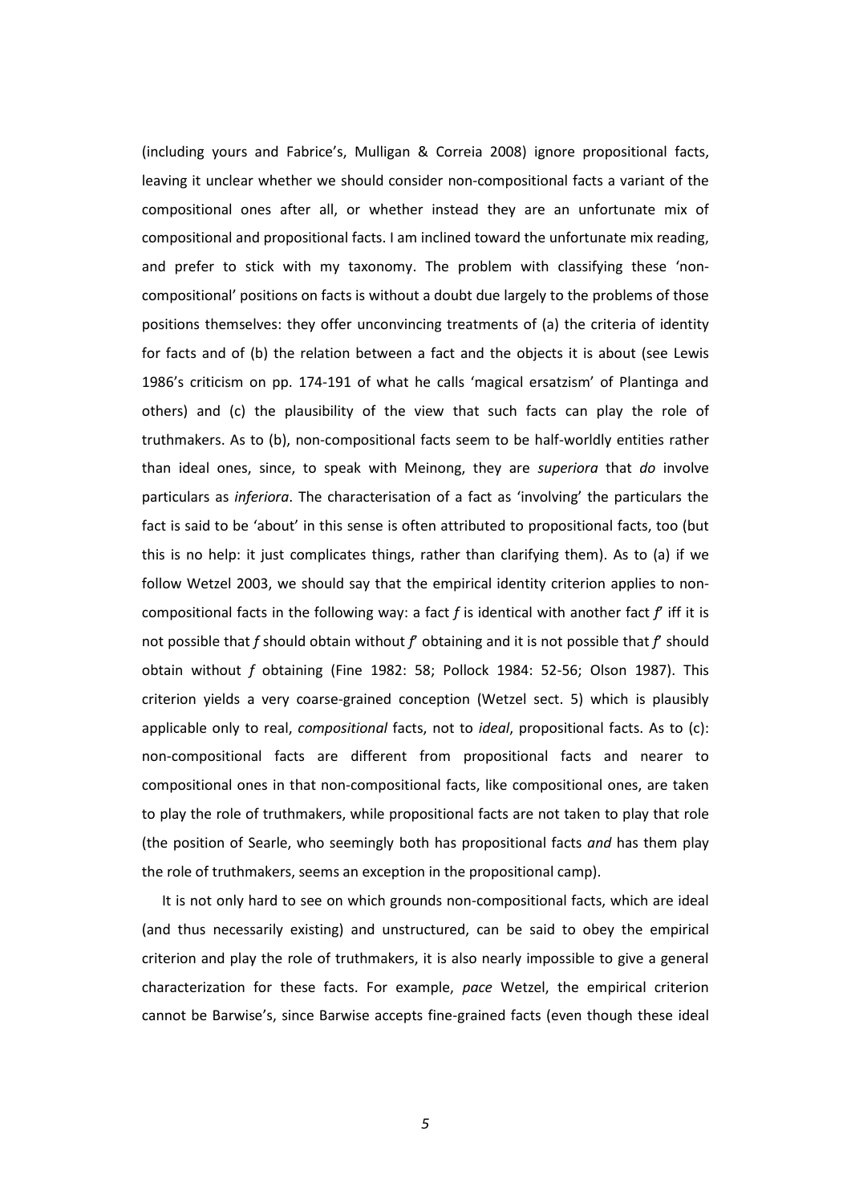(including yours and Fabrice's, Mulligan & Correia 2008) ignore propositional facts, leaving it unclear whether we should consider non-compositional facts a variant of the compositional ones after all, or whether instead they are an unfortunate mix of compositional and propositional facts. I am inclined toward the unfortunate mix reading, and prefer to stick with my taxonomy. The problem with classifying these 'non-compositional' positions on facts is without a doubt due largely to the problems of those positions themselves: they offer unconvincing treatments of (a) the criteria of identity for facts and of (b) the relation between a fact and the objects it is about (see Lewis 1986's criticism on pp. 174-191 of what he calls 'magical ersatzism' of Plantinga and others) and (c) the plausibility of the view that such facts can play the role of truthmakers. As to (b), non-compositional facts seem to be half-worldly entities rather than ideal ones, since, to speak with Meinong, they are *superiora* that *do* involve particulars as *inferiora*. The characterisation of a fact as 'involving' the particulars the fact is said to be 'about' in this sense is often attributed to propositional facts, too (but this is no help: it just complicates things, rather than clarifying them). As to (a) if we follow Wetzel 2003, we should say that the empirical identity criterion applies to non-compositional facts in the following way: a fact *f* is identical with another fact *f'* iff it is not possible that *f* should obtain without *f'* obtaining and it is not possible that *f'* should obtain without *f* obtaining (Fine 1982: 58; Pollock 1984: 52-56; Olson 1987). This criterion yields a very coarse-grained conception (Wetzel sect. 5) which is plausibly applicable only to real, *compositional* facts, not to *ideal*, propositional facts. As to (c): non-compositional facts are different from propositional facts and nearer to compositional ones in that non-compositional facts, like compositional ones, are taken to play the role of truthmakers, while propositional facts are not taken to play that role (the position of Searle, who seemingly both has propositional facts *and* has them play the role of truthmakers, seems an exception in the propositional camp).

It is not only hard to see on which grounds non-compositional facts, which are ideal (and thus necessarily existing) and unstructured, can be said to obey the empirical criterion and play the role of truthmakers, it is also nearly impossible to give a general characterization for these facts. For example, *pace* Wetzel, the empirical criterion cannot be Barwise's, since Barwise accepts fine-grained facts (even though these ideal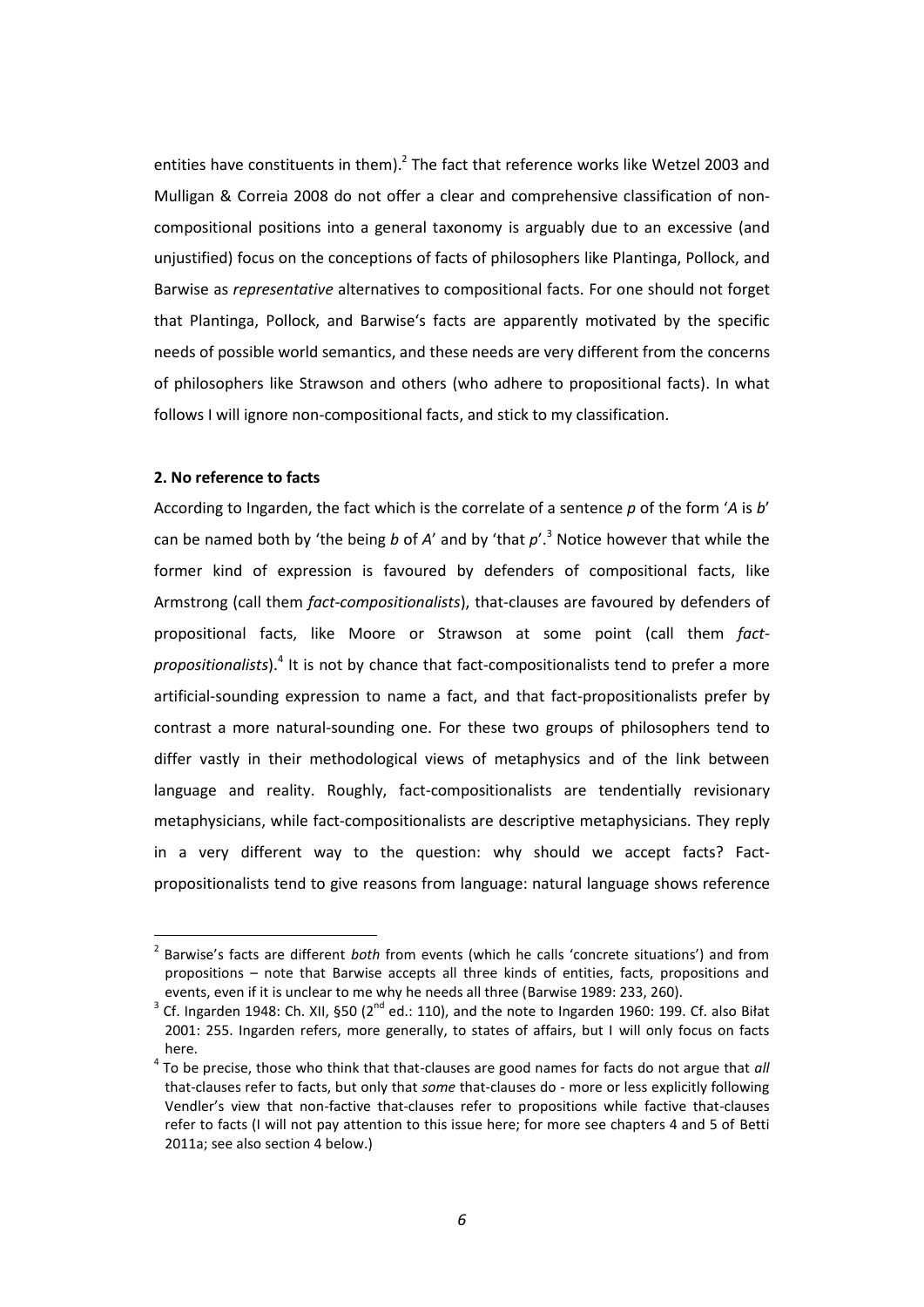entities have constituents in them).[2] The fact that reference works like Wetzel 2003 and Mulligan & Correia 2008 do not offer a clear and comprehensive classification of non-compositional positions into a general taxonomy is arguably due to an excessive (and unjustified) focus on the conceptions of facts of philosophers like Plantinga, Pollock, and Barwise as *representative* alternatives to compositional facts. For one should not forget that Plantinga, Pollock, and Barwise's facts are apparently motivated by the specific needs of possible world semantics, and these needs are very different from the concerns of philosophers like Strawson and others (who adhere to propositional facts). In what follows I will ignore non-compositional facts, and stick to my classification.

**2. No reference to facts**

According to Ingarden, the fact which is the correlate of a sentence *p* of the form '*A* is *b*' can be named both by 'the being *b* of *A*' and by 'that *p*'.[3] Notice however that while the former kind of expression is favoured by defenders of compositional facts, like Armstrong (call them *fact-compositionalists*), that-clauses are favoured by defenders of propositional facts, like Moore or Strawson at some point (call them *fact-propositionalists*).[4] It is not by chance that fact-compositionalists tend to prefer a more artificial-sounding expression to name a fact, and that fact-propositionalists prefer by contrast a more natural-sounding one. For these two groups of philosophers tend to differ vastly in their methodological views of metaphysics and of the link between language and reality. Roughly, fact-compositionalists are tendentially revisionary metaphysicians, while fact-compositionalists are descriptive metaphysicians. They reply in a very different way to the question: why should we accept facts? Fact-propositionalists tend to give reasons from language: natural language shows reference

---

[2] Barwise's facts are different *both* from events (which he calls 'concrete situations') and from propositions – note that Barwise accepts all three kinds of entities, facts, propositions and events, even if it is unclear to me why he needs all three (Barwise 1989: 233, 260).

[3] Cf. Ingarden 1948: Ch. XII, §50 (2nd ed.: 110), and the note to Ingarden 1960: 199. Cf. also Biłat 2001: 255. Ingarden refers, more generally, to states of affairs, but I will only focus on facts here.

[4] To be precise, those who think that that-clauses are good names for facts do not argue that *all* that-clauses refer to facts, but only that *some* that-clauses do - more or less explicitly following Vendler's view that non-factive that-clauses refer to propositions while factive that-clauses refer to facts (I will not pay attention to this issue here; for more see chapters 4 and 5 of Betti 2011a; see also section 4 below.)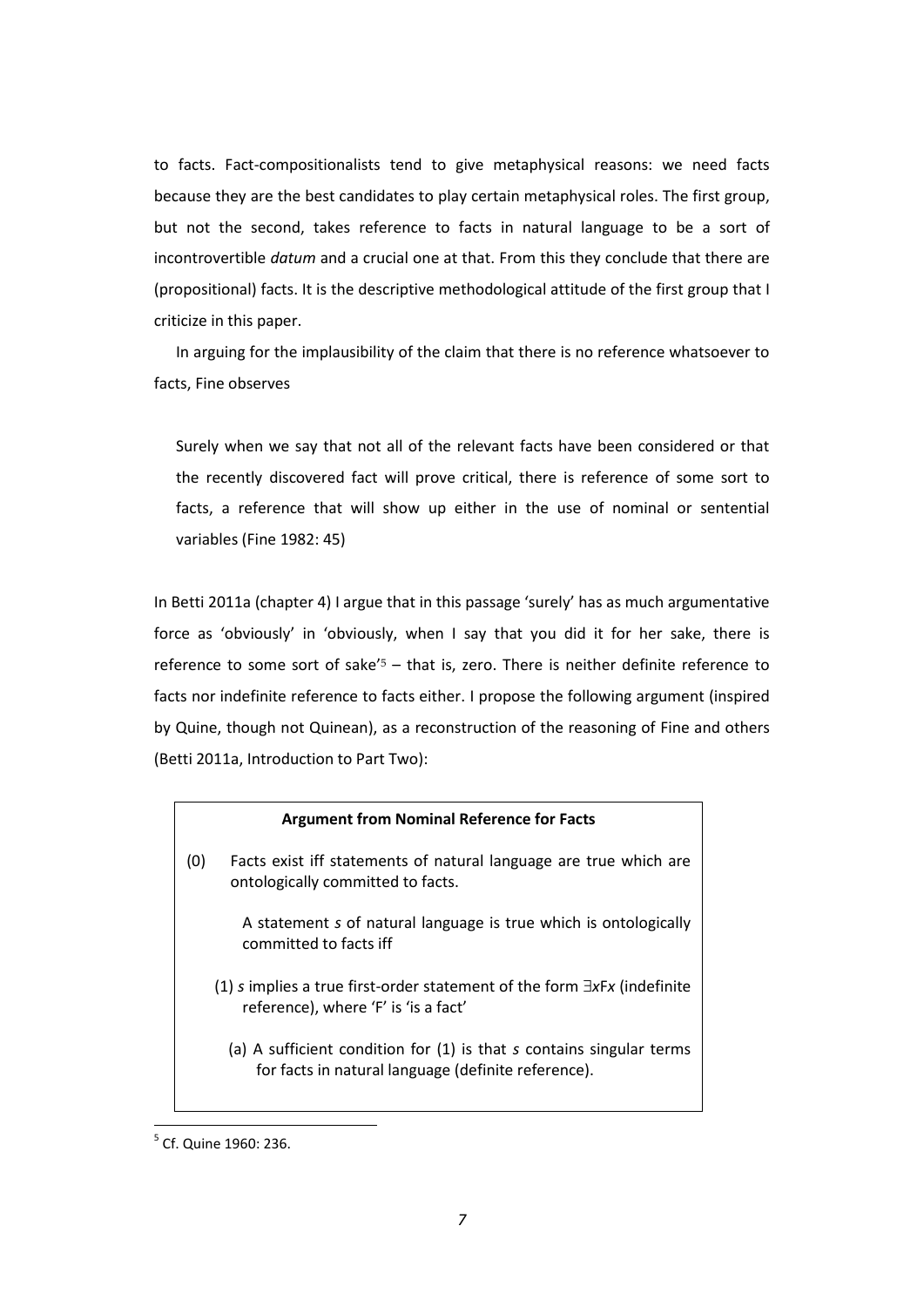to facts. Fact-compositionalists tend to give metaphysical reasons: we need facts because they are the best candidates to play certain metaphysical roles. The first group, but not the second, takes reference to facts in natural language to be a sort of incontrovertible *datum* and a crucial one at that. From this they conclude that there are (propositional) facts. It is the descriptive methodological attitude of the first group that I criticize in this paper.

In arguing for the implausibility of the claim that there is no reference whatsoever to facts, Fine observes

> Surely when we say that not all of the relevant facts have been considered or that the recently discovered fact will prove critical, there is reference of some sort to facts, a reference that will show up either in the use of nominal or sentential variables (Fine 1982: 45)

In Betti 2011a (chapter 4) I argue that in this passage 'surely' has as much argumentative force as 'obviously' in 'obviously, when I say that you did it for her sake, there is reference to some sort of sake'[5] – that is, zero. There is neither definite reference to facts nor indefinite reference to facts either. I propose the following argument (inspired by Quine, though not Quinean), as a reconstruction of the reasoning of Fine and others (Betti 2011a, Introduction to Part Two):

**Argument from Nominal Reference for Facts**

(0) Facts exist iff statements of natural language are true which are ontologically committed to facts.

A statement *s* of natural language is true which is ontologically committed to facts iff

(1) *s* implies a true first-order statement of the form $\exists x Fx$ (indefinite reference), where 'F' is 'is a fact'

(a) A sufficient condition for (1) is that *s* contains singular terms for facts in natural language (definite reference).

[5] Cf. Quine 1960: 236.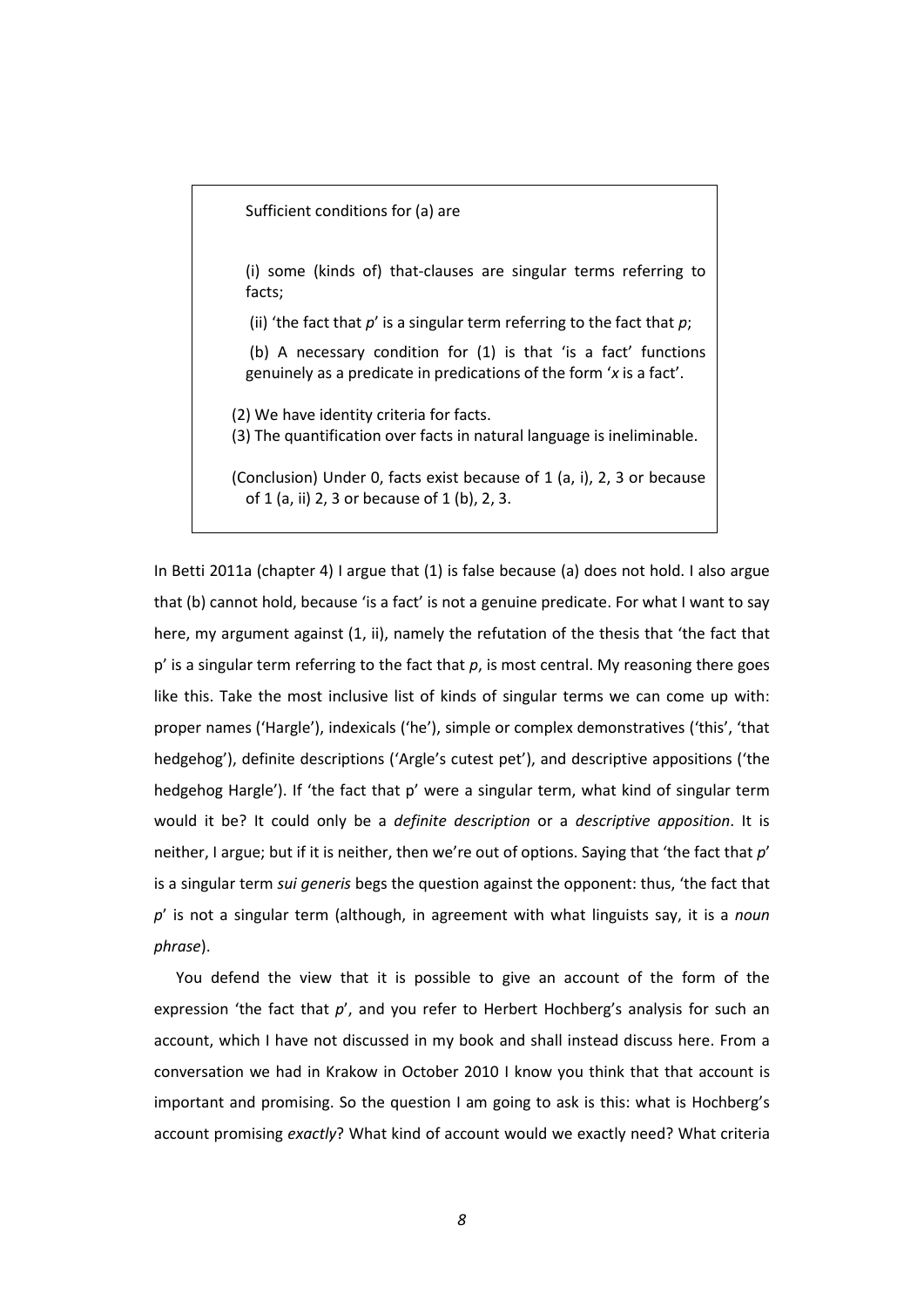> Sufficient conditions for (a) are
>
> (i) some (kinds of) that-clauses are singular terms referring to facts;
>
> (ii) 'the fact that *p*' is a singular term referring to the fact that *p*;
>
> (b) A necessary condition for (1) is that 'is a fact' functions genuinely as a predicate in predications of the form '*x* is a fact'.
>
> (2) We have identity criteria for facts.
> (3) The quantification over facts in natural language is ineliminable.
>
> (Conclusion) Under 0, facts exist because of 1 (a, i), 2, 3 or because of 1 (a, ii) 2, 3 or because of 1 (b), 2, 3.

In Betti 2011a (chapter 4) I argue that (1) is false because (a) does not hold. I also argue that (b) cannot hold, because 'is a fact' is not a genuine predicate. For what I want to say here, my argument against (1, ii), namely the refutation of the thesis that 'the fact that p' is a singular term referring to the fact that *p*, is most central. My reasoning there goes like this. Take the most inclusive list of kinds of singular terms we can come up with: proper names ('Hargle'), indexicals ('he'), simple or complex demonstratives ('this', 'that hedgehog'), definite descriptions ('Argle's cutest pet'), and descriptive appositions ('the hedgehog Hargle'). If 'the fact that p' were a singular term, what kind of singular term would it be? It could only be a *definite description* or a *descriptive apposition*. It is neither, I argue; but if it is neither, then we're out of options. Saying that 'the fact that *p*' is a singular term *sui generis* begs the question against the opponent: thus, 'the fact that *p*' is not a singular term (although, in agreement with what linguists say, it is a *noun phrase*).

You defend the view that it is possible to give an account of the form of the expression 'the fact that *p*', and you refer to Herbert Hochberg's analysis for such an account, which I have not discussed in my book and shall instead discuss here. From a conversation we had in Krakow in October 2010 I know you think that that account is important and promising. So the question I am going to ask is this: what is Hochberg's account promising *exactly*? What kind of account would we exactly need? What criteria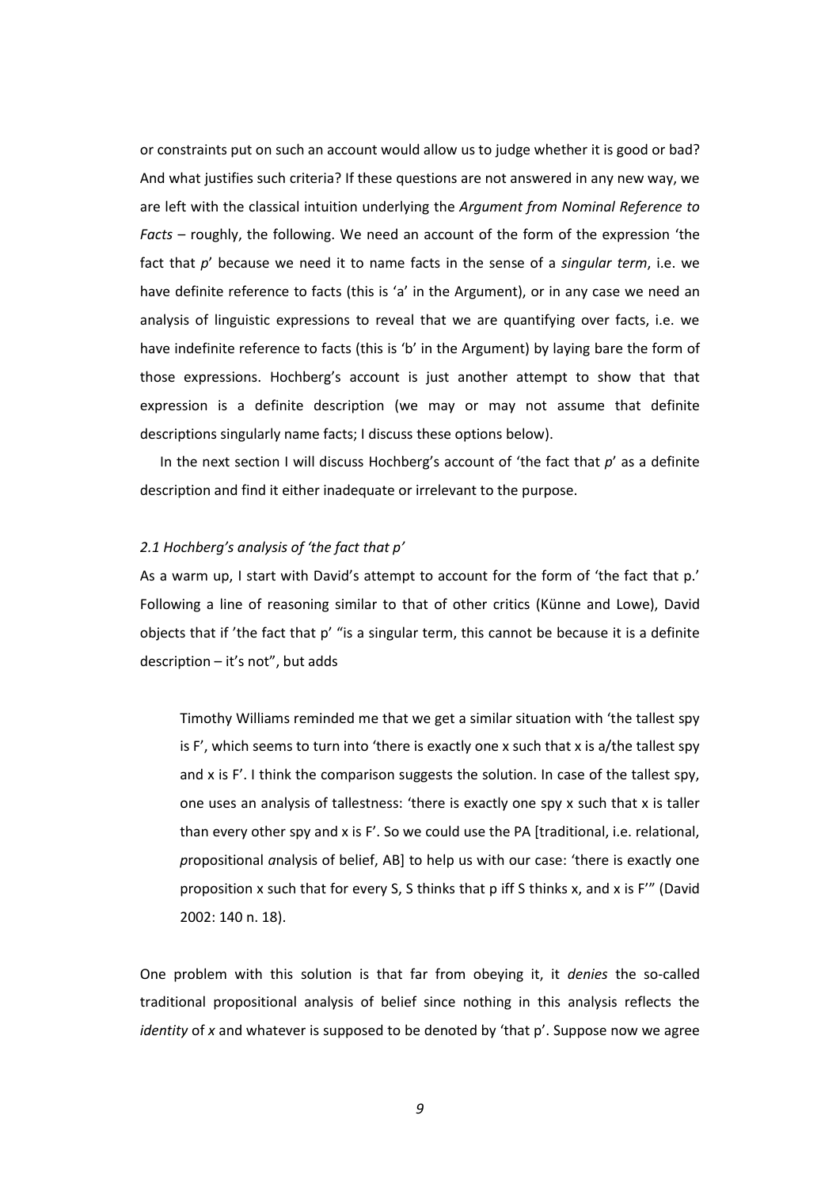or constraints put on such an account would allow us to judge whether it is good or bad? And what justifies such criteria? If these questions are not answered in any new way, we are left with the classical intuition underlying the *Argument from Nominal Reference to Facts* – roughly, the following. We need an account of the form of the expression 'the fact that *p*' because we need it to name facts in the sense of a *singular term*, i.e. we have definite reference to facts (this is 'a' in the Argument), or in any case we need an analysis of linguistic expressions to reveal that we are quantifying over facts, i.e. we have indefinite reference to facts (this is 'b' in the Argument) by laying bare the form of those expressions. Hochberg's account is just another attempt to show that that expression is a definite description (we may or may not assume that definite descriptions singularly name facts; I discuss these options below).

In the next section I will discuss Hochberg's account of 'the fact that *p*' as a definite description and find it either inadequate or irrelevant to the purpose.

### *2.1 Hochberg's analysis of 'the fact that p'*

As a warm up, I start with David's attempt to account for the form of 'the fact that p.' Following a line of reasoning similar to that of other critics (Künne and Lowe), David objects that if 'the fact that p' "is a singular term, this cannot be because it is a definite description – it's not", but adds

> Timothy Williams reminded me that we get a similar situation with 'the tallest spy is F', which seems to turn into 'there is exactly one x such that x is a/the tallest spy and x is F'. I think the comparison suggests the solution. In case of the tallest spy, one uses an analysis of tallestness: 'there is exactly one spy x such that x is taller than every other spy and x is F'. So we could use the PA [traditional, i.e. relational, *p*ropositional *a*nalysis of belief, AB] to help us with our case: 'there is exactly one proposition x such that for every S, S thinks that p iff S thinks x, and x is F'" (David 2002: 140 n. 18).

One problem with this solution is that far from obeying it, it *denies* the so-called traditional propositional analysis of belief since nothing in this analysis reflects the *identity* of *x* and whatever is supposed to be denoted by 'that p'. Suppose now we agree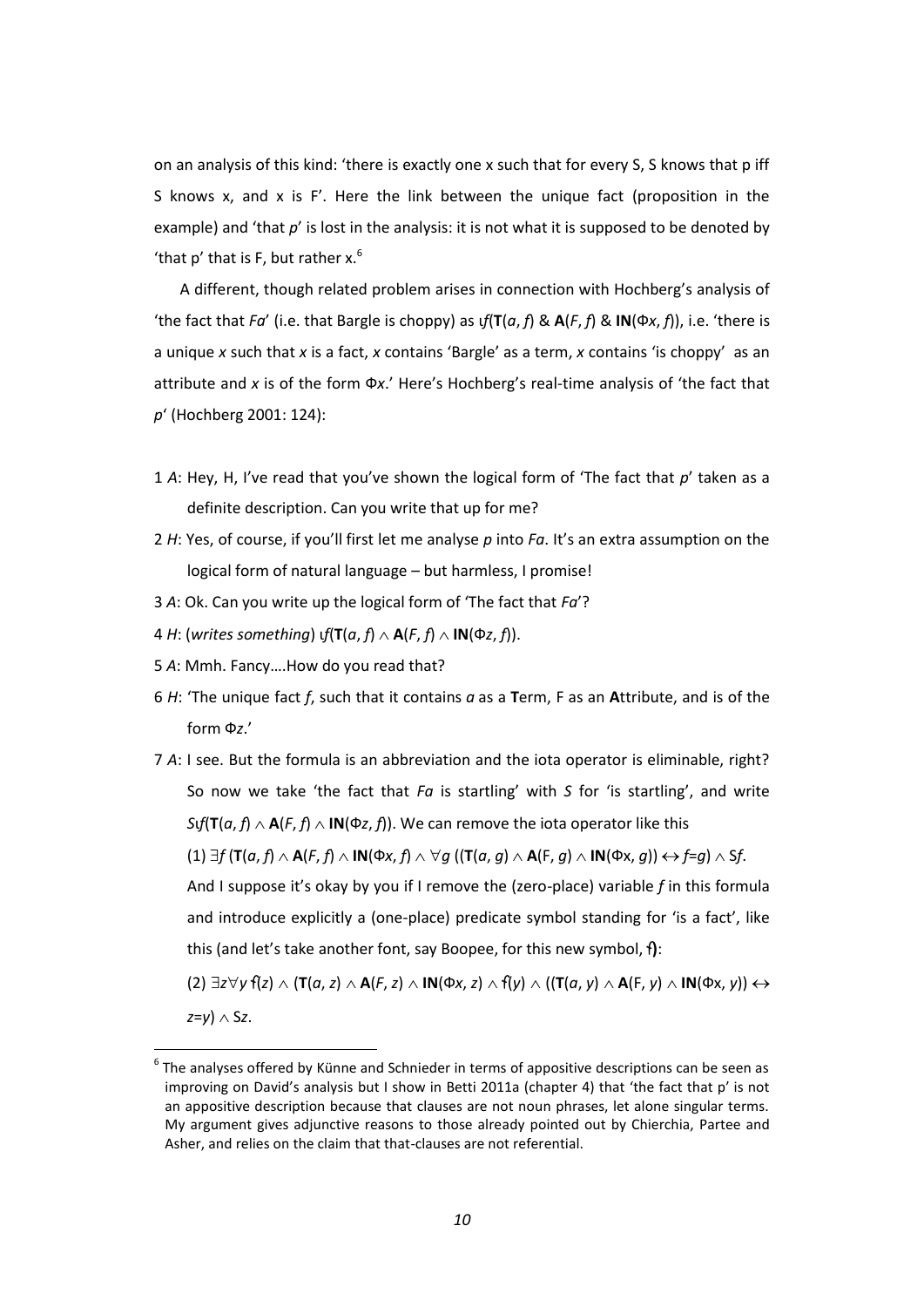on an analysis of this kind: 'there is exactly one x such that for every S, S knows that p iff S knows x, and x is F'. Here the link between the unique fact (proposition in the example) and 'that *p*' is lost in the analysis: it is not what it is supposed to be denoted by 'that p' that is F, but rather x.[6]

A different, though related problem arises in connection with Hochberg's analysis of 'the fact that *Fa*' (i.e. that Bargle is choppy) as $\iota f(\mathbf{T}(a, f)$ & $\mathbf{A}(F, f)$ & $\mathbf{IN}(\Phi x, f))$, i.e. 'there is a unique *x* such that *x* is a fact, *x* contains 'Bargle' as a term, *x* contains 'is choppy' as an attribute and *x* is of the form Φ*x*.' Here's Hochberg's real-time analysis of 'the fact that *p*' (Hochberg 2001: 124):

1 *A*: Hey, H, I've read that you've shown the logical form of 'The fact that *p*' taken as a definite description. Can you write that up for me?

2 *H*: Yes, of course, if you'll first let me analyse *p* into *Fa*. It's an extra assumption on the logical form of natural language – but harmless, I promise!

3 *A*: Ok. Can you write up the logical form of 'The fact that *Fa*'?

4 *H*: (*writes something*) $\iota f(\mathbf{T}(a, f) \wedge \mathbf{A}(F, f) \wedge \mathbf{IN}(\Phi z, f))$.

5 *A*: Mmh. Fancy….How do you read that?

6 *H*: 'The unique fact *f*, such that it contains *a* as a **T**erm, F as an **A**ttribute, and is of the form Φ*z*.'

7 *A*: I see. But the formula is an abbreviation and the iota operator is eliminable, right? So now we take 'the fact that *Fa* is startling' with *S* for 'is startling', and write $S\iota f(\mathbf{T}(a, f) \wedge \mathbf{A}(F, f) \wedge \mathbf{IN}(\Phi z, f))$. We can remove the iota operator like this

(1) $\exists f\, (\mathbf{T}(a, f) \wedge \mathbf{A}(F, f) \wedge \mathbf{IN}(\Phi x, f) \wedge \forall g\, ((\mathbf{T}(a, g) \wedge \mathbf{A}(F, g) \wedge \mathbf{IN}(\Phi x, g)) \leftrightarrow f{=}g) \wedge Sf$.

And I suppose it's okay by you if I remove the (zero-place) variable *f* in this formula and introduce explicitly a (one-place) predicate symbol standing for 'is a fact', like this (and let's take another font, say Boopee, for this new symbol, *f*):

(2) $\exists z \forall y\, f(z) \wedge (\mathbf{T}(a, z) \wedge \mathbf{A}(F, z) \wedge \mathbf{IN}(\Phi x, z) \wedge f(y) \wedge ((\mathbf{T}(a, y) \wedge \mathbf{A}(F, y) \wedge \mathbf{IN}(\Phi x, y)) \leftrightarrow z{=}y) \wedge Sz$.

[6] The analyses offered by Künne and Schnieder in terms of appositive descriptions can be seen as improving on David's analysis but I show in Betti 2011a (chapter 4) that 'the fact that p' is not an appositive description because that clauses are not noun phrases, let alone singular terms. My argument gives adjunctive reasons to those already pointed out by Chierchia, Partee and Asher, and relies on the claim that that-clauses are not referential.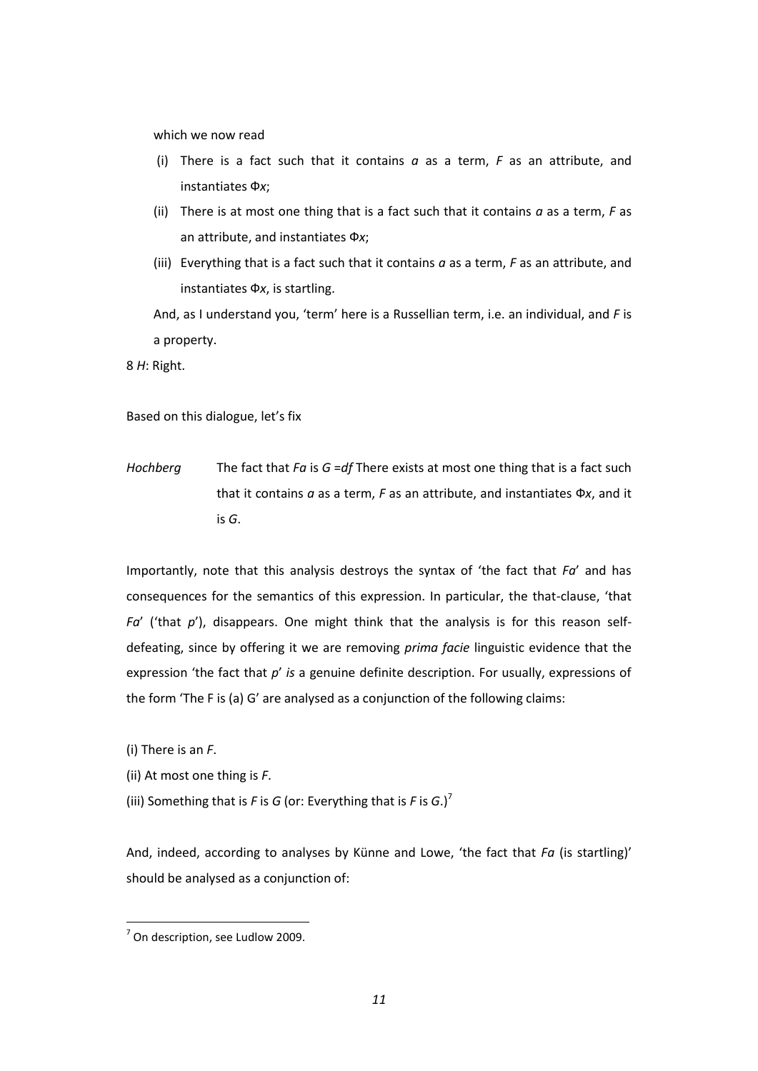which we now read

(i) There is a fact such that it contains *a* as a term, *F* as an attribute, and instantiates Φ*x*;

(ii) There is at most one thing that is a fact such that it contains *a* as a term, *F* as an attribute, and instantiates Φ*x*;

(iii) Everything that is a fact such that it contains *a* as a term, *F* as an attribute, and instantiates Φ*x*, is startling.

And, as I understand you, 'term' here is a Russellian term, i.e. an individual, and *F* is a property.

8 *H*: Right.

Based on this dialogue, let's fix

*Hochberg* The fact that *Fa* is *G* =*df* There exists at most one thing that is a fact such that it contains *a* as a term, *F* as an attribute, and instantiates Φ*x*, and it is *G*.

Importantly, note that this analysis destroys the syntax of 'the fact that *Fa*' and has consequences for the semantics of this expression. In particular, the that-clause, 'that *Fa*' ('that *p*'), disappears. One might think that the analysis is for this reason self-defeating, since by offering it we are removing *prima facie* linguistic evidence that the expression 'the fact that *p*' *is* a genuine definite description. For usually, expressions of the form 'The F is (a) G' are analysed as a conjunction of the following claims:

(i) There is an *F*.

(ii) At most one thing is *F*.

(iii) Something that is *F* is *G* (or: Everything that is *F* is *G*.)[7]

And, indeed, according to analyses by Künne and Lowe, 'the fact that *Fa* (is startling)' should be analysed as a conjunction of:

[7] On description, see Ludlow 2009.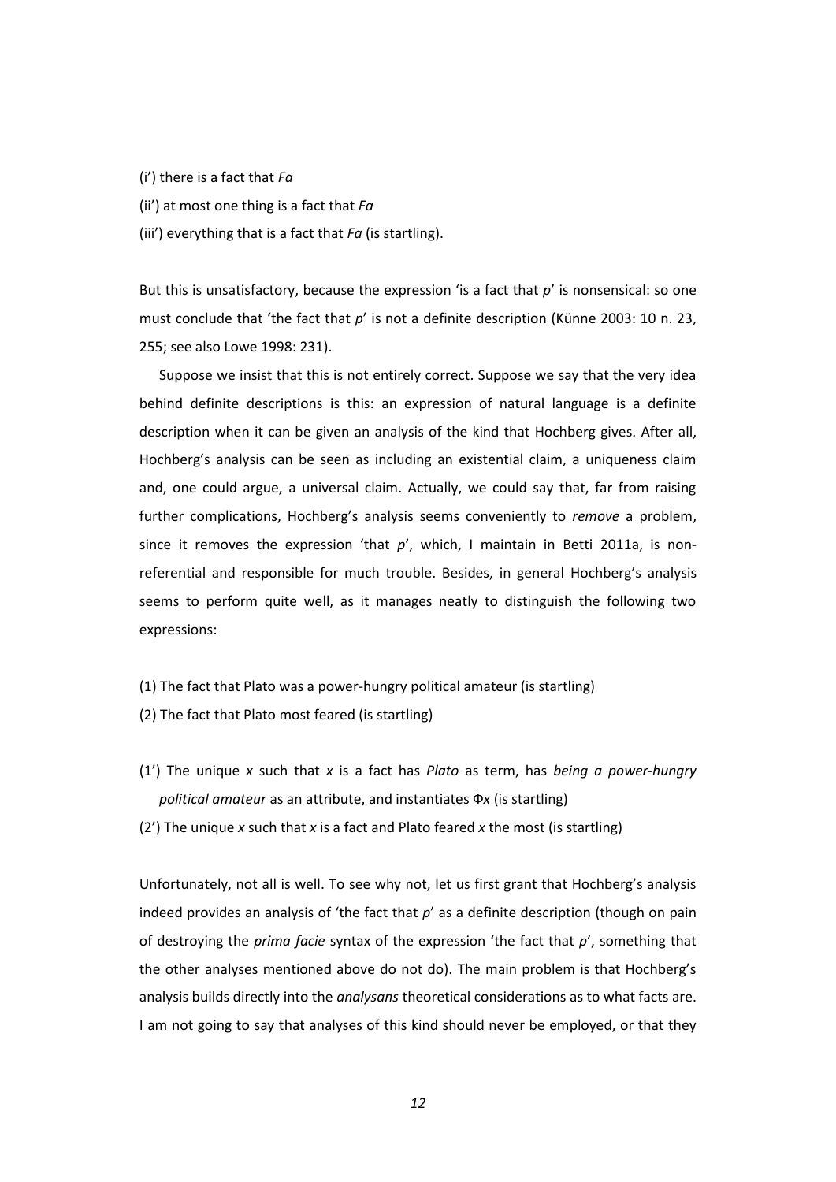(i′) there is a fact that *Fa*

(ii′) at most one thing is a fact that *Fa*

(iii′) everything that is a fact that *Fa* (is startling).

But this is unsatisfactory, because the expression 'is a fact that *p*' is nonsensical: so one must conclude that 'the fact that *p*' is not a definite description (Künne 2003: 10 n. 23, 255; see also Lowe 1998: 231).

Suppose we insist that this is not entirely correct. Suppose we say that the very idea behind definite descriptions is this: an expression of natural language is a definite description when it can be given an analysis of the kind that Hochberg gives. After all, Hochberg's analysis can be seen as including an existential claim, a uniqueness claim and, one could argue, a universal claim. Actually, we could say that, far from raising further complications, Hochberg's analysis seems conveniently to *remove* a problem, since it removes the expression 'that *p*', which, I maintain in Betti 2011a, is non-referential and responsible for much trouble. Besides, in general Hochberg's analysis seems to perform quite well, as it manages neatly to distinguish the following two expressions:

(1) The fact that Plato was a power-hungry political amateur (is startling)

(2) The fact that Plato most feared (is startling)

(1′) The unique *x* such that *x* is a fact has *Plato* as term, has *being a power-hungry political amateur* as an attribute, and instantiates $\Phi x$ (is startling)

(2′) The unique *x* such that *x* is a fact and Plato feared *x* the most (is startling)

Unfortunately, not all is well. To see why not, let us first grant that Hochberg's analysis indeed provides an analysis of 'the fact that *p*' as a definite description (though on pain of destroying the *prima facie* syntax of the expression 'the fact that *p*', something that the other analyses mentioned above do not do). The main problem is that Hochberg's analysis builds directly into the *analysans* theoretical considerations as to what facts are. I am not going to say that analyses of this kind should never be employed, or that they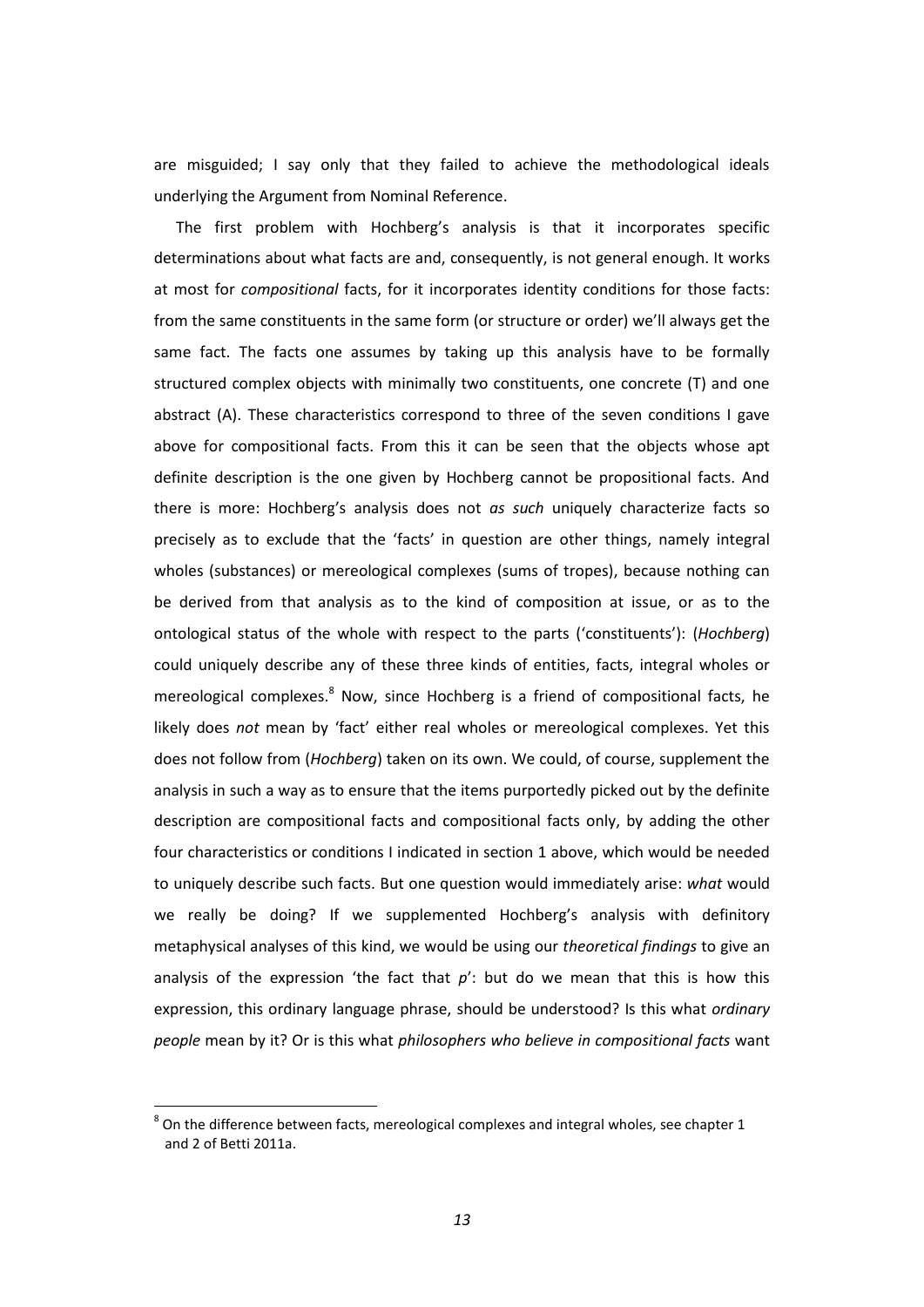are misguided; I say only that they failed to achieve the methodological ideals underlying the Argument from Nominal Reference.

The first problem with Hochberg's analysis is that it incorporates specific determinations about what facts are and, consequently, is not general enough. It works at most for *compositional* facts, for it incorporates identity conditions for those facts: from the same constituents in the same form (or structure or order) we'll always get the same fact. The facts one assumes by taking up this analysis have to be formally structured complex objects with minimally two constituents, one concrete (T) and one abstract (A). These characteristics correspond to three of the seven conditions I gave above for compositional facts. From this it can be seen that the objects whose apt definite description is the one given by Hochberg cannot be propositional facts. And there is more: Hochberg's analysis does not *as such* uniquely characterize facts so precisely as to exclude that the 'facts' in question are other things, namely integral wholes (substances) or mereological complexes (sums of tropes), because nothing can be derived from that analysis as to the kind of composition at issue, or as to the ontological status of the whole with respect to the parts ('constituents'): (*Hochberg*) could uniquely describe any of these three kinds of entities, facts, integral wholes or mereological complexes.[8] Now, since Hochberg is a friend of compositional facts, he likely does *not* mean by 'fact' either real wholes or mereological complexes. Yet this does not follow from (*Hochberg*) taken on its own. We could, of course, supplement the analysis in such a way as to ensure that the items purportedly picked out by the definite description are compositional facts and compositional facts only, by adding the other four characteristics or conditions I indicated in section 1 above, which would be needed to uniquely describe such facts. But one question would immediately arise: *what* would we really be doing? If we supplemented Hochberg's analysis with definitory metaphysical analyses of this kind, we would be using our *theoretical findings* to give an analysis of the expression 'the fact that *p*': but do we mean that this is how this expression, this ordinary language phrase, should be understood? Is this what *ordinary people* mean by it? Or is this what *philosophers who believe in compositional facts* want

[8] On the difference between facts, mereological complexes and integral wholes, see chapter 1 and 2 of Betti 2011a.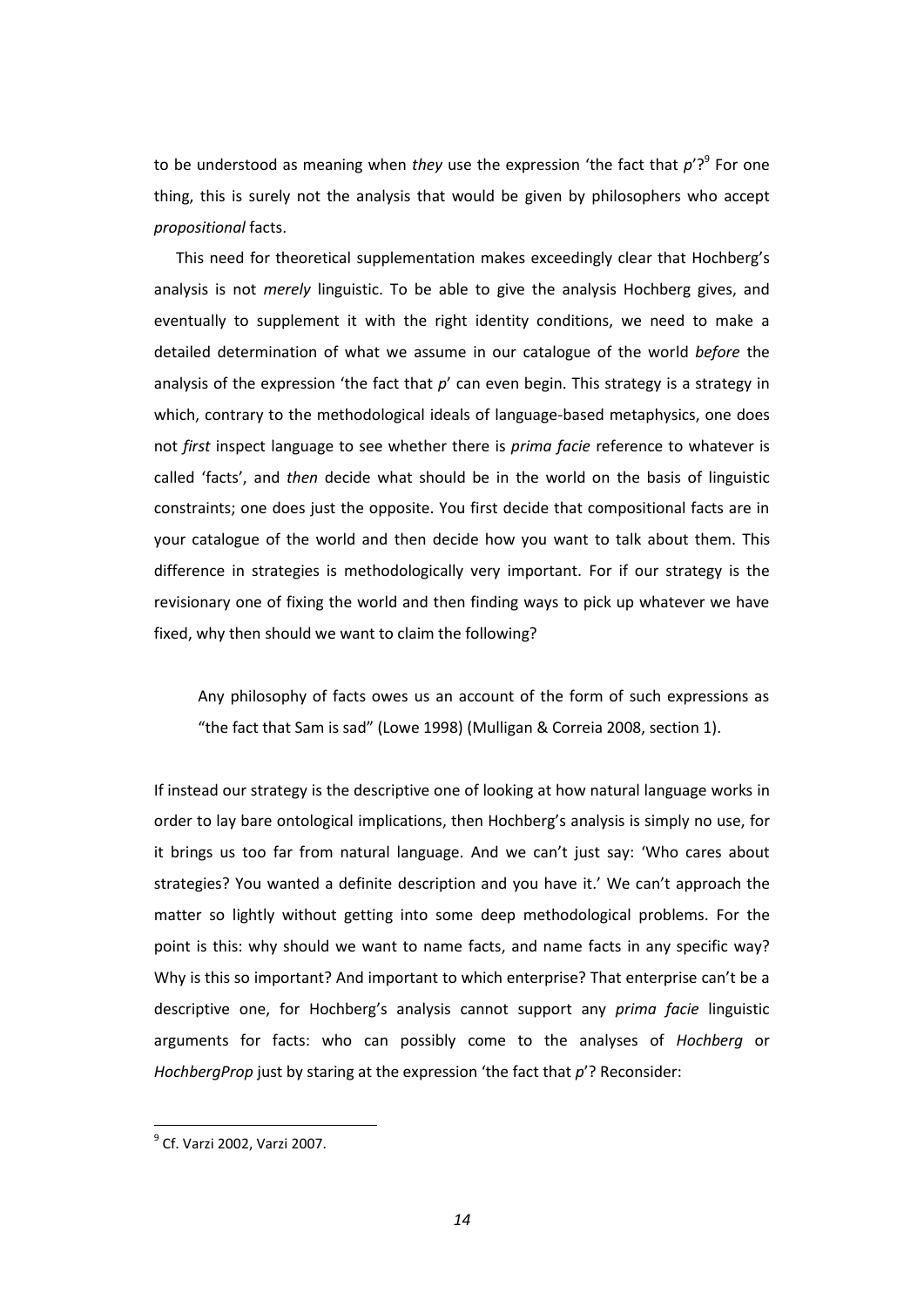to be understood as meaning when *they* use the expression 'the fact that *p*'?[9] For one thing, this is surely not the analysis that would be given by philosophers who accept *propositional* facts.

This need for theoretical supplementation makes exceedingly clear that Hochberg's analysis is not *merely* linguistic. To be able to give the analysis Hochberg gives, and eventually to supplement it with the right identity conditions, we need to make a detailed determination of what we assume in our catalogue of the world *before* the analysis of the expression 'the fact that *p*' can even begin. This strategy is a strategy in which, contrary to the methodological ideals of language-based metaphysics, one does not *first* inspect language to see whether there is *prima facie* reference to whatever is called 'facts', and *then* decide what should be in the world on the basis of linguistic constraints; one does just the opposite. You first decide that compositional facts are in your catalogue of the world and then decide how you want to talk about them. This difference in strategies is methodologically very important. For if our strategy is the revisionary one of fixing the world and then finding ways to pick up whatever we have fixed, why then should we want to claim the following?

> Any philosophy of facts owes us an account of the form of such expressions as "the fact that Sam is sad" (Lowe 1998) (Mulligan & Correia 2008, section 1).

If instead our strategy is the descriptive one of looking at how natural language works in order to lay bare ontological implications, then Hochberg's analysis is simply no use, for it brings us too far from natural language. And we can't just say: 'Who cares about strategies? You wanted a definite description and you have it.' We can't approach the matter so lightly without getting into some deep methodological problems. For the point is this: why should we want to name facts, and name facts in any specific way? Why is this so important? And important to which enterprise? That enterprise can't be a descriptive one, for Hochberg's analysis cannot support any *prima facie* linguistic arguments for facts: who can possibly come to the analyses of *Hochberg* or *HochbergProp* just by staring at the expression 'the fact that *p*'? Reconsider:

[9] Cf. Varzi 2002, Varzi 2007.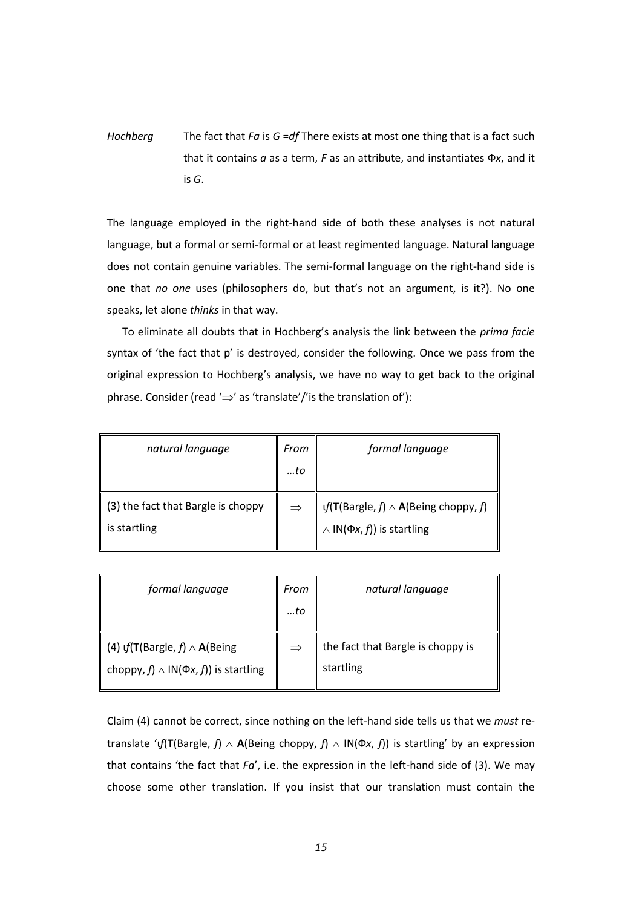*Hochberg* The fact that *Fa* is *G =df* There exists at most one thing that is a fact such that it contains *a* as a term, *F* as an attribute, and instantiates Φ*x*, and it is *G*.

The language employed in the right-hand side of both these analyses is not natural language, but a formal or semi-formal or at least regimented language. Natural language does not contain genuine variables. The semi-formal language on the right-hand side is one that *no one* uses (philosophers do, but that's not an argument, is it?). No one speaks, let alone *thinks* in that way.

To eliminate all doubts that in Hochberg's analysis the link between the *prima facie* syntax of 'the fact that p' is destroyed, consider the following. Once we pass from the original expression to Hochberg's analysis, we have no way to get back to the original phrase. Consider (read '⇒' as 'translate'/'is the translation of'):

| *natural language* | *From …to* | *formal language* |
|---|---|---|
| (3) the fact that Bargle is choppy is startling | ⇒ | ℩*f*(**T**(Bargle, *f*) ∧ **A**(Being choppy, *f*) ∧ IN(Φ*x*, *f*)) is startling |

| *formal language* | *From …to* | *natural language* |
|---|---|---|
| (4) ℩*f*(**T**(Bargle, *f*) ∧ **A**(Being choppy, *f*) ∧ IN(Φ*x*, *f*)) is startling | ⇒ | the fact that Bargle is choppy is startling |

Claim (4) cannot be correct, since nothing on the left-hand side tells us that we *must* re-translate '℩*f*(**T**(Bargle, *f*) ∧ **A**(Being choppy, *f*) ∧ IN(Φ*x*, *f*)) is startling' by an expression that contains 'the fact that *Fa*', i.e. the expression in the left-hand side of (3). We may choose some other translation. If you insist that our translation must contain the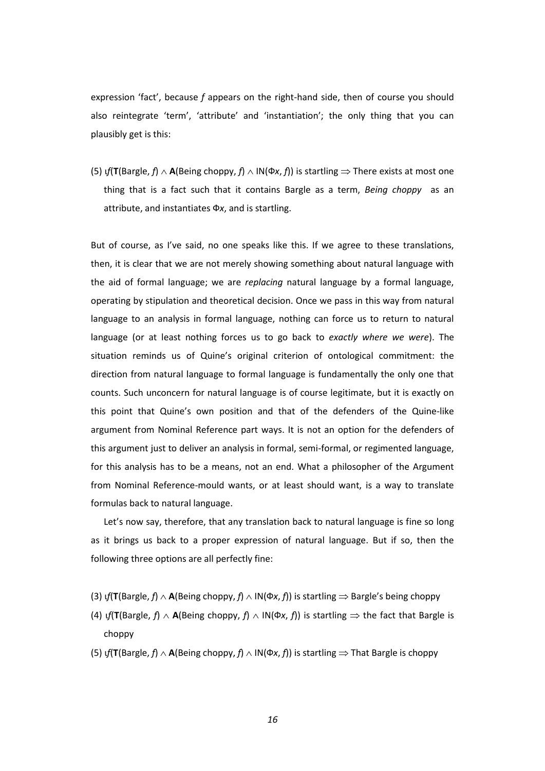expression 'fact', because *f* appears on the right-hand side, then of course you should also reintegrate 'term', 'attribute' and 'instantiation'; the only thing that you can plausibly get is this:

(5) $\iota f(\mathbf{T}(\text{Bargle}, f) \wedge \mathbf{A}(\text{Being choppy}, f) \wedge \text{IN}(\Phi x, f))$ is startling $\Rightarrow$ There exists at most one thing that is a fact such that it contains Bargle as a term, *Being choppy* as an attribute, and instantiates $\Phi x$, and is startling.

But of course, as I've said, no one speaks like this. If we agree to these translations, then, it is clear that we are not merely showing something about natural language with the aid of formal language; we are *replacing* natural language by a formal language, operating by stipulation and theoretical decision. Once we pass in this way from natural language to an analysis in formal language, nothing can force us to return to natural language (or at least nothing forces us to go back to *exactly where we were*). The situation reminds us of Quine's original criterion of ontological commitment: the direction from natural language to formal language is fundamentally the only one that counts. Such unconcern for natural language is of course legitimate, but it is exactly on this point that Quine's own position and that of the defenders of the Quine-like argument from Nominal Reference part ways. It is not an option for the defenders of this argument just to deliver an analysis in formal, semi-formal, or regimented language, for this analysis has to be a means, not an end. What a philosopher of the Argument from Nominal Reference-mould wants, or at least should want, is a way to translate formulas back to natural language.

Let's now say, therefore, that any translation back to natural language is fine so long as it brings us back to a proper expression of natural language. But if so, then the following three options are all perfectly fine:

(3) $\iota f(\mathbf{T}(\text{Bargle}, f) \wedge \mathbf{A}(\text{Being choppy}, f) \wedge \text{IN}(\Phi x, f))$ is startling $\Rightarrow$ Bargle's being choppy

(4) $\iota f(\mathbf{T}(\text{Bargle}, f) \wedge \mathbf{A}(\text{Being choppy}, f) \wedge \text{IN}(\Phi x, f))$ is startling $\Rightarrow$ the fact that Bargle is choppy

(5) $\iota f(\mathbf{T}(\text{Bargle}, f) \wedge \mathbf{A}(\text{Being choppy}, f) \wedge \text{IN}(\Phi x, f))$ is startling $\Rightarrow$ That Bargle is choppy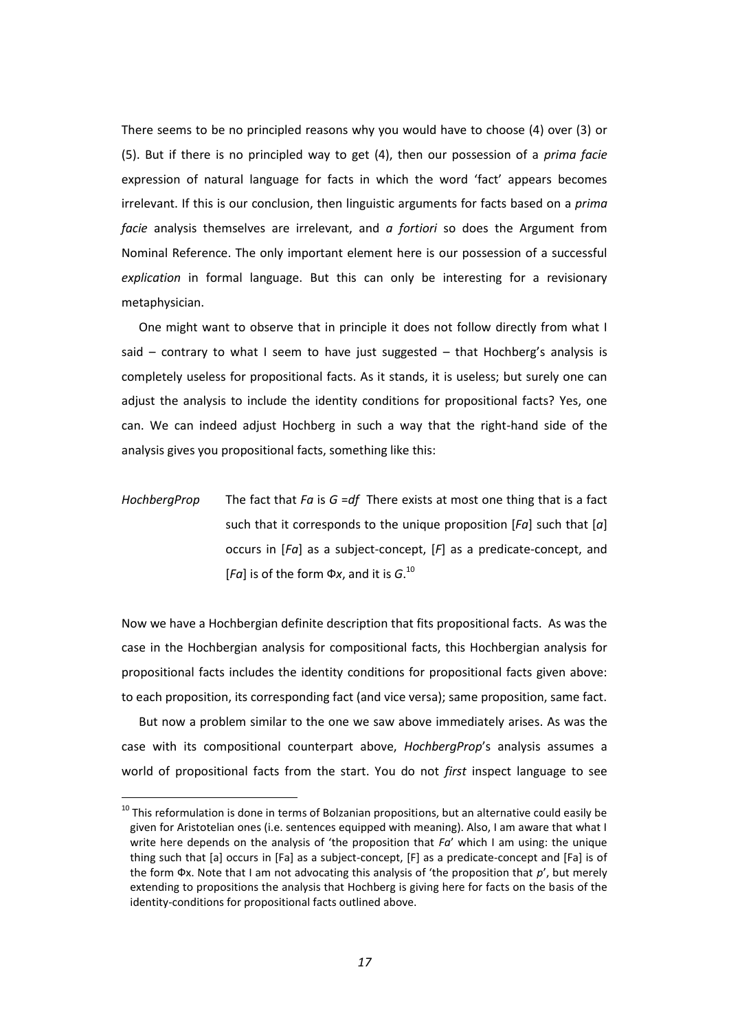There seems to be no principled reasons why you would have to choose (4) over (3) or (5). But if there is no principled way to get (4), then our possession of a *prima facie* expression of natural language for facts in which the word 'fact' appears becomes irrelevant. If this is our conclusion, then linguistic arguments for facts based on a *prima facie* analysis themselves are irrelevant, and *a fortiori* so does the Argument from Nominal Reference. The only important element here is our possession of a successful *explication* in formal language. But this can only be interesting for a revisionary metaphysician.

One might want to observe that in principle it does not follow directly from what I said – contrary to what I seem to have just suggested – that Hochberg's analysis is completely useless for propositional facts. As it stands, it is useless; but surely one can adjust the analysis to include the identity conditions for propositional facts? Yes, one can. We can indeed adjust Hochberg in such a way that the right-hand side of the analysis gives you propositional facts, something like this:

*HochbergProp* The fact that *Fa* is *G =df* There exists at most one thing that is a fact such that it corresponds to the unique proposition [*Fa*] such that [*a*] occurs in [*Fa*] as a subject-concept, [*F*] as a predicate-concept, and [*Fa*] is of the form Φ*x*, and it is *G*.[10]

Now we have a Hochbergian definite description that fits propositional facts. As was the case in the Hochbergian analysis for compositional facts, this Hochbergian analysis for propositional facts includes the identity conditions for propositional facts given above: to each proposition, its corresponding fact (and vice versa); same proposition, same fact.

But now a problem similar to the one we saw above immediately arises. As was the case with its compositional counterpart above, *HochbergProp*'s analysis assumes a world of propositional facts from the start. You do not *first* inspect language to see

[10] This reformulation is done in terms of Bolzanian propositions, but an alternative could easily be given for Aristotelian ones (i.e. sentences equipped with meaning). Also, I am aware that what I write here depends on the analysis of 'the proposition that *Fa*' which I am using: the unique thing such that [a] occurs in [Fa] as a subject-concept, [F] as a predicate-concept and [Fa] is of the form Φx. Note that I am not advocating this analysis of 'the proposition that *p*', but merely extending to propositions the analysis that Hochberg is giving here for facts on the basis of the identity-conditions for propositional facts outlined above.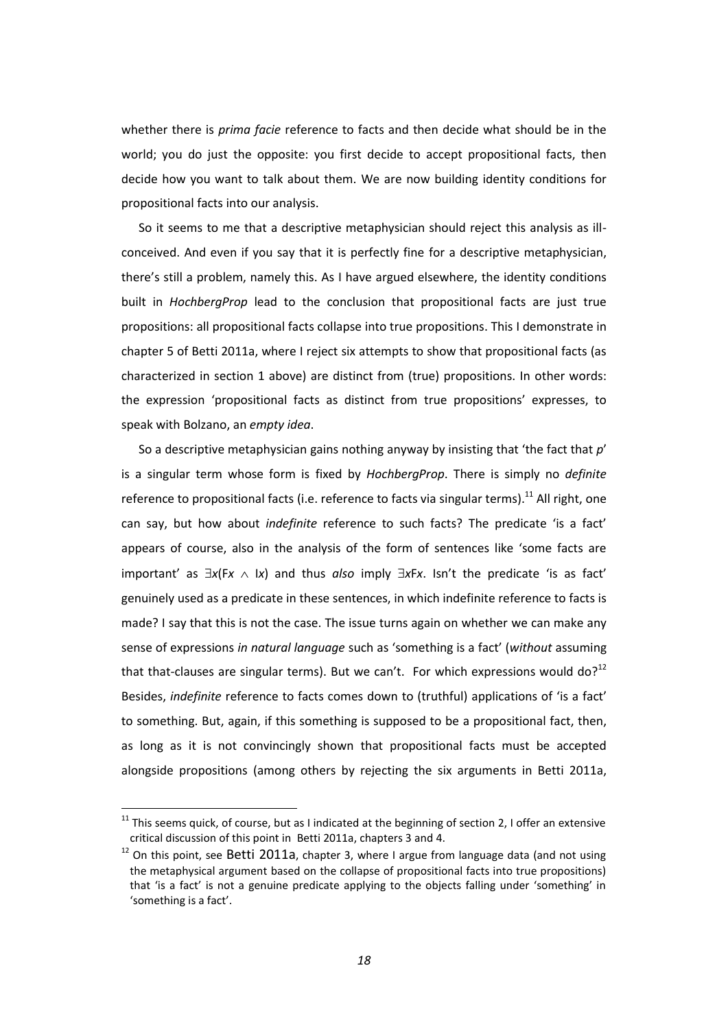whether there is *prima facie* reference to facts and then decide what should be in the world; you do just the opposite: you first decide to accept propositional facts, then decide how you want to talk about them. We are now building identity conditions for propositional facts into our analysis.

So it seems to me that a descriptive metaphysician should reject this analysis as ill-conceived. And even if you say that it is perfectly fine for a descriptive metaphysician, there's still a problem, namely this. As I have argued elsewhere, the identity conditions built in *HochbergProp* lead to the conclusion that propositional facts are just true propositions: all propositional facts collapse into true propositions. This I demonstrate in chapter 5 of Betti 2011a, where I reject six attempts to show that propositional facts (as characterized in section 1 above) are distinct from (true) propositions. In other words: the expression 'propositional facts as distinct from true propositions' expresses, to speak with Bolzano, an *empty idea*.

So a descriptive metaphysician gains nothing anyway by insisting that 'the fact that *p*' is a singular term whose form is fixed by *HochbergProp*. There is simply no *definite* reference to propositional facts (i.e. reference to facts via singular terms).[11] All right, one can say, but how about *indefinite* reference to such facts? The predicate 'is a fact' appears of course, also in the analysis of the form of sentences like 'some facts are important' as $\exists x(\mathrm{F}x \wedge \mathrm{I}x)$ and thus *also* imply $\exists x\mathrm{F}x$. Isn't the predicate 'is as fact' genuinely used as a predicate in these sentences, in which indefinite reference to facts is made? I say that this is not the case. The issue turns again on whether we can make any sense of expressions *in natural language* such as 'something is a fact' (*without* assuming that that-clauses are singular terms). But we can't. For which expressions would do?[12] Besides, *indefinite* reference to facts comes down to (truthful) applications of 'is a fact' to something. But, again, if this something is supposed to be a propositional fact, then, as long as it is not convincingly shown that propositional facts must be accepted alongside propositions (among others by rejecting the six arguments in Betti 2011a,

---

[11] This seems quick, of course, but as I indicated at the beginning of section 2, I offer an extensive critical discussion of this point in Betti 2011a, chapters 3 and 4.

[12] On this point, see Betti 2011a, chapter 3, where I argue from language data (and not using the metaphysical argument based on the collapse of propositional facts into true propositions) that 'is a fact' is not a genuine predicate applying to the objects falling under 'something' in 'something is a fact'.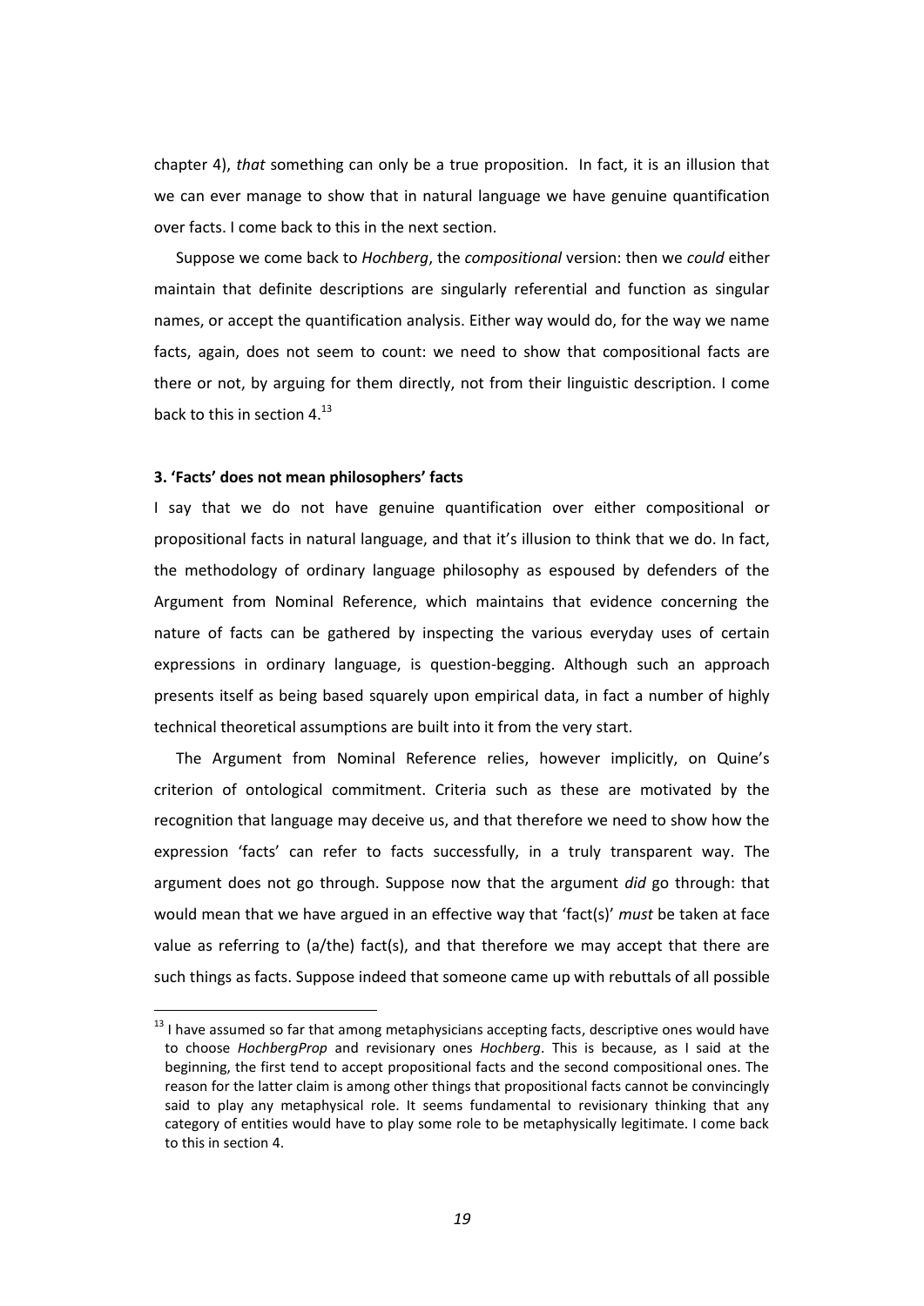chapter 4), *that* something can only be a true proposition. In fact, it is an illusion that we can ever manage to show that in natural language we have genuine quantification over facts. I come back to this in the next section.

Suppose we come back to *Hochberg*, the *compositional* version: then we *could* either maintain that definite descriptions are singularly referential and function as singular names, or accept the quantification analysis. Either way would do, for the way we name facts, again, does not seem to count: we need to show that compositional facts are there or not, by arguing for them directly, not from their linguistic description. I come back to this in section 4.[13]

**3. 'Facts' does not mean philosophers' facts**

I say that we do not have genuine quantification over either compositional or propositional facts in natural language, and that it's illusion to think that we do. In fact, the methodology of ordinary language philosophy as espoused by defenders of the Argument from Nominal Reference, which maintains that evidence concerning the nature of facts can be gathered by inspecting the various everyday uses of certain expressions in ordinary language, is question-begging. Although such an approach presents itself as being based squarely upon empirical data, in fact a number of highly technical theoretical assumptions are built into it from the very start.

The Argument from Nominal Reference relies, however implicitly, on Quine's criterion of ontological commitment. Criteria such as these are motivated by the recognition that language may deceive us, and that therefore we need to show how the expression 'facts' can refer to facts successfully, in a truly transparent way. The argument does not go through. Suppose now that the argument *did* go through: that would mean that we have argued in an effective way that 'fact(s)' *must* be taken at face value as referring to (a/the) fact(s), and that therefore we may accept that there are such things as facts. Suppose indeed that someone came up with rebuttals of all possible

[13] I have assumed so far that among metaphysicians accepting facts, descriptive ones would have to choose *HochbergProp* and revisionary ones *Hochberg*. This is because, as I said at the beginning, the first tend to accept propositional facts and the second compositional ones. The reason for the latter claim is among other things that propositional facts cannot be convincingly said to play any metaphysical role. It seems fundamental to revisionary thinking that any category of entities would have to play some role to be metaphysically legitimate. I come back to this in section 4.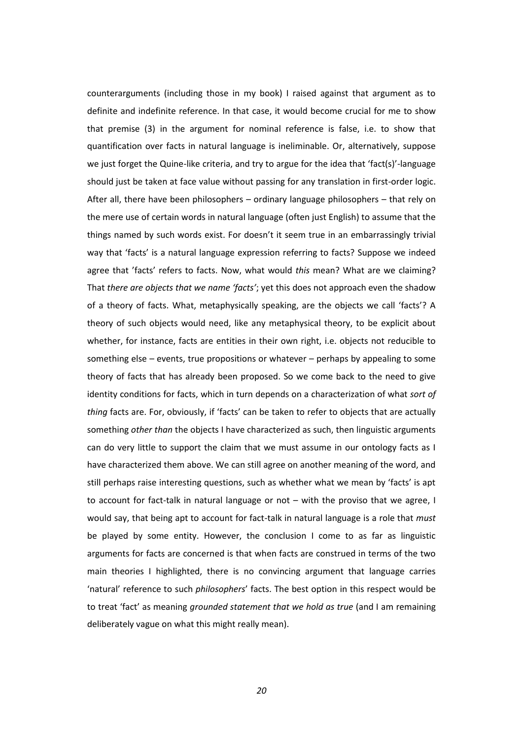counterarguments (including those in my book) I raised against that argument as to definite and indefinite reference. In that case, it would become crucial for me to show that premise (3) in the argument for nominal reference is false, i.e. to show that quantification over facts in natural language is ineliminable. Or, alternatively, suppose we just forget the Quine-like criteria, and try to argue for the idea that 'fact(s)'-language should just be taken at face value without passing for any translation in first-order logic. After all, there have been philosophers – ordinary language philosophers – that rely on the mere use of certain words in natural language (often just English) to assume that the things named by such words exist. For doesn't it seem true in an embarrassingly trivial way that 'facts' is a natural language expression referring to facts? Suppose we indeed agree that 'facts' refers to facts. Now, what would *this* mean? What are we claiming? That *there are objects that we name 'facts'*; yet this does not approach even the shadow of a theory of facts. What, metaphysically speaking, are the objects we call 'facts'? A theory of such objects would need, like any metaphysical theory, to be explicit about whether, for instance, facts are entities in their own right, i.e. objects not reducible to something else – events, true propositions or whatever – perhaps by appealing to some theory of facts that has already been proposed. So we come back to the need to give identity conditions for facts, which in turn depends on a characterization of what *sort of thing* facts are. For, obviously, if 'facts' can be taken to refer to objects that are actually something *other than* the objects I have characterized as such, then linguistic arguments can do very little to support the claim that we must assume in our ontology facts as I have characterized them above. We can still agree on another meaning of the word, and still perhaps raise interesting questions, such as whether what we mean by 'facts' is apt to account for fact-talk in natural language or not – with the proviso that we agree, I would say, that being apt to account for fact-talk in natural language is a role that *must* be played by some entity. However, the conclusion I come to as far as linguistic arguments for facts are concerned is that when facts are construed in terms of the two main theories I highlighted, there is no convincing argument that language carries 'natural' reference to such *philosophers*' facts. The best option in this respect would be to treat 'fact' as meaning *grounded statement that we hold as true* (and I am remaining deliberately vague on what this might really mean).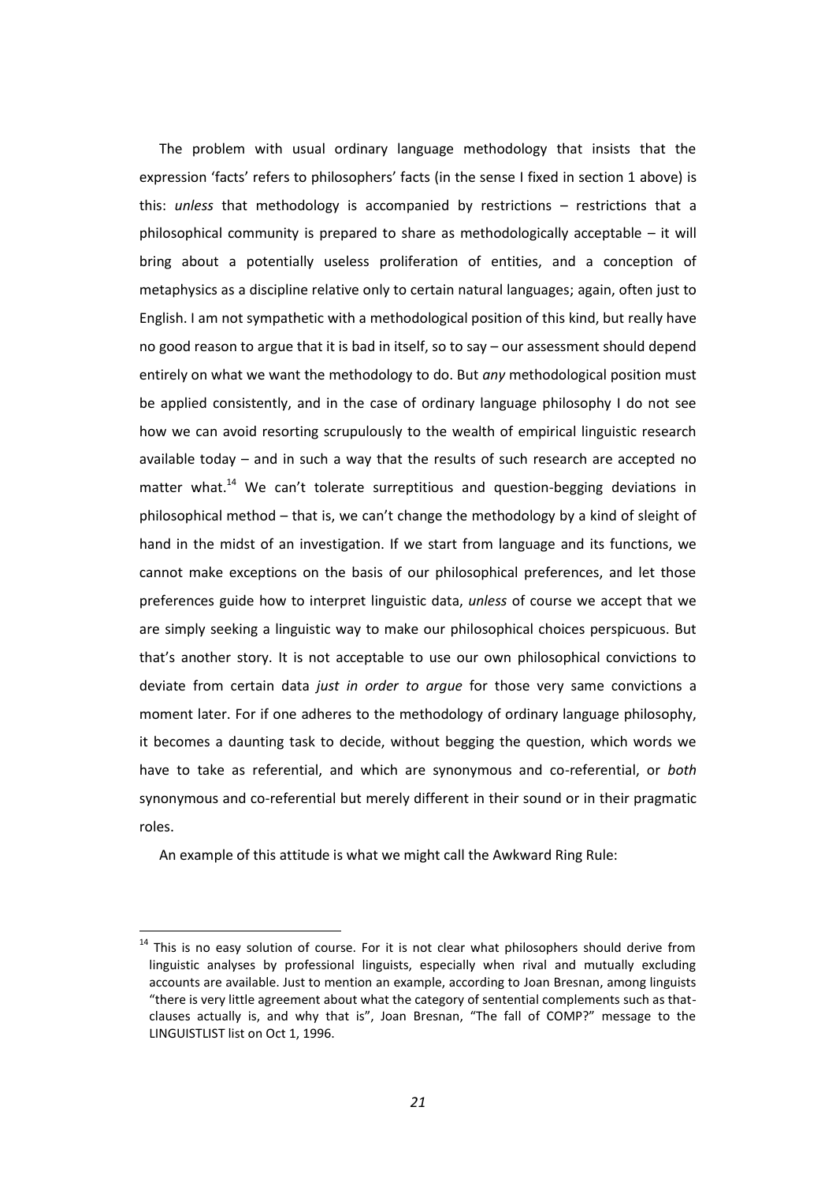The problem with usual ordinary language methodology that insists that the expression 'facts' refers to philosophers' facts (in the sense I fixed in section 1 above) is this: *unless* that methodology is accompanied by restrictions – restrictions that a philosophical community is prepared to share as methodologically acceptable – it will bring about a potentially useless proliferation of entities, and a conception of metaphysics as a discipline relative only to certain natural languages; again, often just to English. I am not sympathetic with a methodological position of this kind, but really have no good reason to argue that it is bad in itself, so to say – our assessment should depend entirely on what we want the methodology to do. But *any* methodological position must be applied consistently, and in the case of ordinary language philosophy I do not see how we can avoid resorting scrupulously to the wealth of empirical linguistic research available today – and in such a way that the results of such research are accepted no matter what.[14] We can't tolerate surreptitious and question-begging deviations in philosophical method – that is, we can't change the methodology by a kind of sleight of hand in the midst of an investigation. If we start from language and its functions, we cannot make exceptions on the basis of our philosophical preferences, and let those preferences guide how to interpret linguistic data, *unless* of course we accept that we are simply seeking a linguistic way to make our philosophical choices perspicuous. But that's another story. It is not acceptable to use our own philosophical convictions to deviate from certain data *just in order to argue* for those very same convictions a moment later. For if one adheres to the methodology of ordinary language philosophy, it becomes a daunting task to decide, without begging the question, which words we have to take as referential, and which are synonymous and co-referential, or *both* synonymous and co-referential but merely different in their sound or in their pragmatic roles.

An example of this attitude is what we might call the Awkward Ring Rule:

[14] This is no easy solution of course. For it is not clear what philosophers should derive from linguistic analyses by professional linguists, especially when rival and mutually excluding accounts are available. Just to mention an example, according to Joan Bresnan, among linguists "there is very little agreement about what the category of sentential complements such as that-clauses actually is, and why that is", Joan Bresnan, "The fall of COMP?" message to the LINGUISTLIST list on Oct 1, 1996.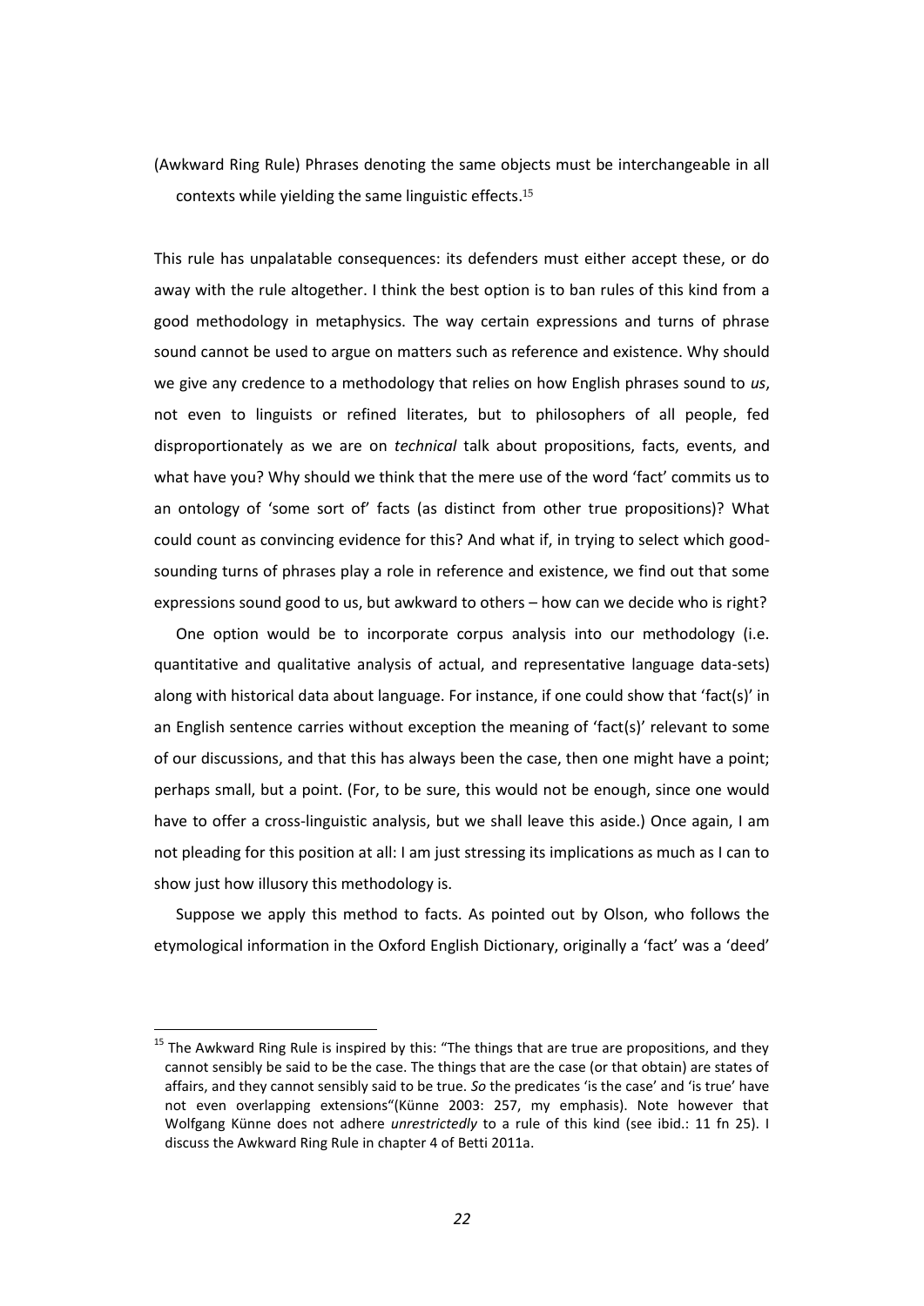(Awkward Ring Rule) Phrases denoting the same objects must be interchangeable in all contexts while yielding the same linguistic effects.[15]

This rule has unpalatable consequences: its defenders must either accept these, or do away with the rule altogether. I think the best option is to ban rules of this kind from a good methodology in metaphysics. The way certain expressions and turns of phrase sound cannot be used to argue on matters such as reference and existence. Why should we give any credence to a methodology that relies on how English phrases sound to *us*, not even to linguists or refined literates, but to philosophers of all people, fed disproportionately as we are on *technical* talk about propositions, facts, events, and what have you? Why should we think that the mere use of the word 'fact' commits us to an ontology of 'some sort of' facts (as distinct from other true propositions)? What could count as convincing evidence for this? And what if, in trying to select which good-sounding turns of phrases play a role in reference and existence, we find out that some expressions sound good to us, but awkward to others – how can we decide who is right?

One option would be to incorporate corpus analysis into our methodology (i.e. quantitative and qualitative analysis of actual, and representative language data-sets) along with historical data about language. For instance, if one could show that 'fact(s)' in an English sentence carries without exception the meaning of 'fact(s)' relevant to some of our discussions, and that this has always been the case, then one might have a point; perhaps small, but a point. (For, to be sure, this would not be enough, since one would have to offer a cross-linguistic analysis, but we shall leave this aside.) Once again, I am not pleading for this position at all: I am just stressing its implications as much as I can to show just how illusory this methodology is.

Suppose we apply this method to facts. As pointed out by Olson, who follows the etymological information in the Oxford English Dictionary, originally a 'fact' was a 'deed'

---

[15] The Awkward Ring Rule is inspired by this: "The things that are true are propositions, and they cannot sensibly be said to be the case. The things that are the case (or that obtain) are states of affairs, and they cannot sensibly said to be true. *So* the predicates 'is the case' and 'is true' have not even overlapping extensions"(Künne 2003: 257, my emphasis). Note however that Wolfgang Künne does not adhere *unrestrictedly* to a rule of this kind (see ibid.: 11 fn 25). I discuss the Awkward Ring Rule in chapter 4 of Betti 2011a.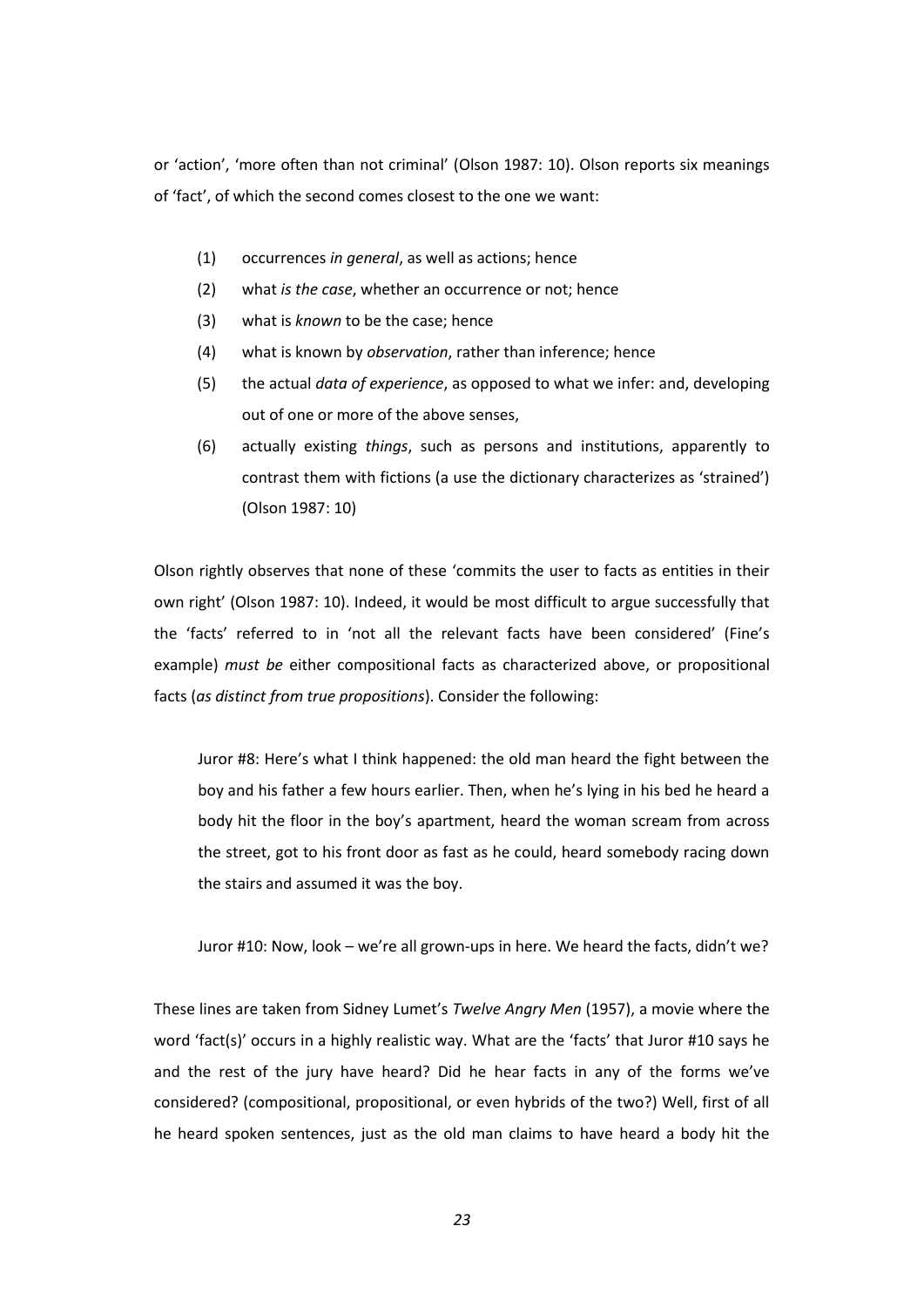or 'action', 'more often than not criminal' (Olson 1987: 10). Olson reports six meanings of 'fact', of which the second comes closest to the one we want:

(1) occurrences *in general*, as well as actions; hence

(2) what *is the case*, whether an occurrence or not; hence

(3) what is *known* to be the case; hence

(4) what is known by *observation*, rather than inference; hence

(5) the actual *data of experience*, as opposed to what we infer: and, developing out of one or more of the above senses,

(6) actually existing *things*, such as persons and institutions, apparently to contrast them with fictions (a use the dictionary characterizes as 'strained') (Olson 1987: 10)

Olson rightly observes that none of these 'commits the user to facts as entities in their own right' (Olson 1987: 10). Indeed, it would be most difficult to argue successfully that the 'facts' referred to in 'not all the relevant facts have been considered' (Fine's example) *must be* either compositional facts as characterized above, or propositional facts (*as distinct from true propositions*). Consider the following:

> Juror #8: Here's what I think happened: the old man heard the fight between the boy and his father a few hours earlier. Then, when he's lying in his bed he heard a body hit the floor in the boy's apartment, heard the woman scream from across the street, got to his front door as fast as he could, heard somebody racing down the stairs and assumed it was the boy.
>
> Juror #10: Now, look – we're all grown-ups in here. We heard the facts, didn't we?

These lines are taken from Sidney Lumet's *Twelve Angry Men* (1957), a movie where the word 'fact(s)' occurs in a highly realistic way. What are the 'facts' that Juror #10 says he and the rest of the jury have heard? Did he hear facts in any of the forms we've considered? (compositional, propositional, or even hybrids of the two?) Well, first of all he heard spoken sentences, just as the old man claims to have heard a body hit the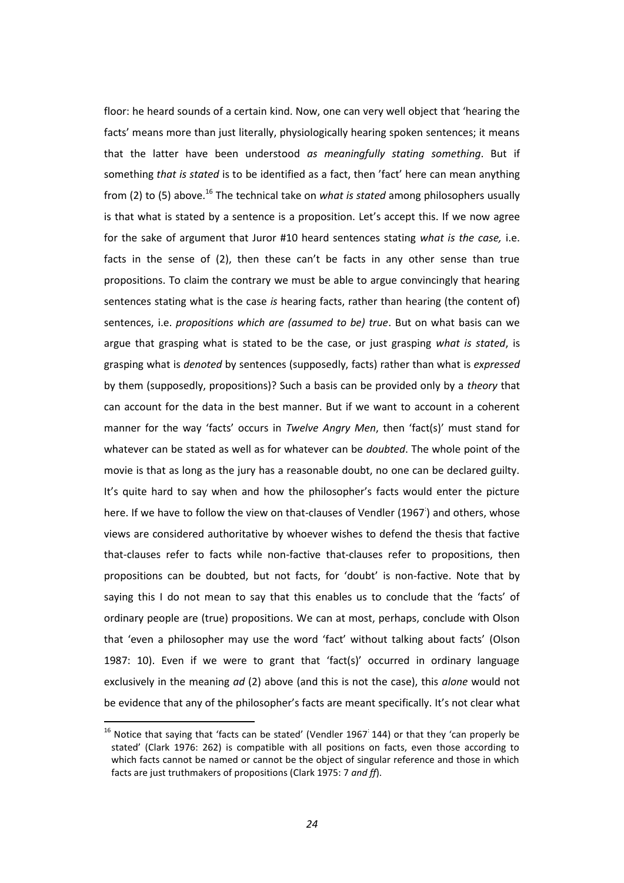floor: he heard sounds of a certain kind. Now, one can very well object that 'hearing the facts' means more than just literally, physiologically hearing spoken sentences; it means that the latter have been understood *as meaningfully stating something*. But if something *that is stated* is to be identified as a fact, then 'fact' here can mean anything from (2) to (5) above.[16] The technical take on *what is stated* among philosophers usually is that what is stated by a sentence is a proposition. Let's accept this. If we now agree for the sake of argument that Juror #10 heard sentences stating *what is the case,* i.e. facts in the sense of (2), then these can't be facts in any other sense than true propositions. To claim the contrary we must be able to argue convincingly that hearing sentences stating what is the case *is* hearing facts, rather than hearing (the content of) sentences, i.e. *propositions which are (assumed to be) true*. But on what basis can we argue that grasping what is stated to be the case, or just grasping *what is stated*, is grasping what is *denoted* by sentences (supposedly, facts) rather than what is *expressed* by them (supposedly, propositions)? Such a basis can be provided only by a *theory* that can account for the data in the best manner. But if we want to account in a coherent manner for the way 'facts' occurs in *Twelve Angry Men*, then 'fact(s)' must stand for whatever can be stated as well as for whatever can be *doubted*. The whole point of the movie is that as long as the jury has a reasonable doubt, no one can be declared guilty. It's quite hard to say when and how the philosopher's facts would enter the picture here. If we have to follow the view on that-clauses of Vendler (1967) and others, whose views are considered authoritative by whoever wishes to defend the thesis that factive that-clauses refer to facts while non-factive that-clauses refer to propositions, then propositions can be doubted, but not facts, for 'doubt' is non-factive. Note that by saying this I do not mean to say that this enables us to conclude that the 'facts' of ordinary people are (true) propositions. We can at most, perhaps, conclude with Olson that 'even a philosopher may use the word 'fact' without talking about facts' (Olson 1987: 10). Even if we were to grant that 'fact(s)' occurred in ordinary language exclusively in the meaning *ad* (2) above (and this is not the case), this *alone* would not be evidence that any of the philosopher's facts are meant specifically. It's not clear what

[16] Notice that saying that 'facts can be stated' (Vendler 1967 144) or that they 'can properly be stated' (Clark 1976: 262) is compatible with all positions on facts, even those according to which facts cannot be named or cannot be the object of singular reference and those in which facts are just truthmakers of propositions (Clark 1975: 7 *and ff*).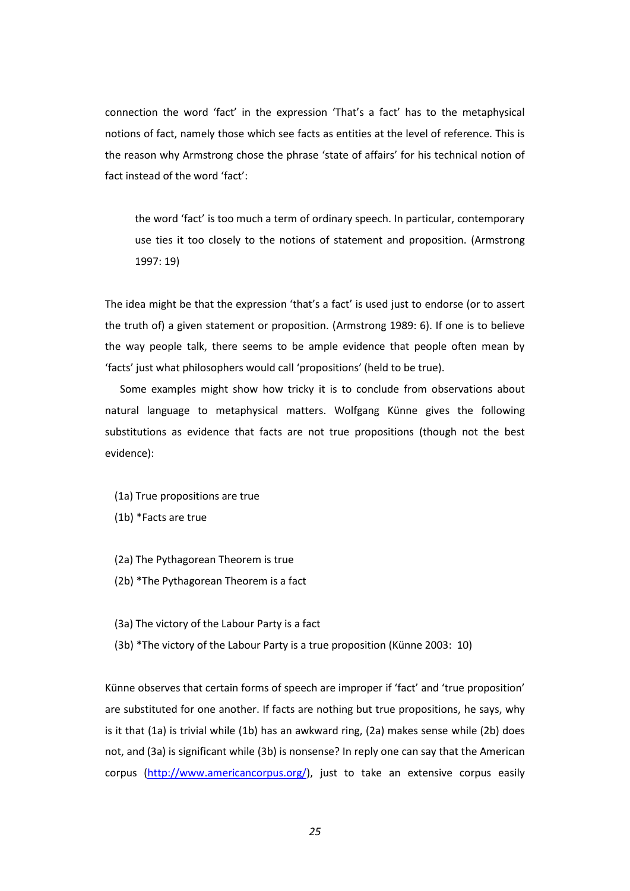connection the word 'fact' in the expression 'That's a fact' has to the metaphysical notions of fact, namely those which see facts as entities at the level of reference. This is the reason why Armstrong chose the phrase 'state of affairs' for his technical notion of fact instead of the word 'fact':

> the word 'fact' is too much a term of ordinary speech. In particular, contemporary use ties it too closely to the notions of statement and proposition. (Armstrong 1997: 19)

The idea might be that the expression 'that's a fact' is used just to endorse (or to assert the truth of) a given statement or proposition. (Armstrong 1989: 6). If one is to believe the way people talk, there seems to be ample evidence that people often mean by 'facts' just what philosophers would call 'propositions' (held to be true).

Some examples might show how tricky it is to conclude from observations about natural language to metaphysical matters. Wolfgang Künne gives the following substitutions as evidence that facts are not true propositions (though not the best evidence):

(1a) True propositions are true
(1b) *Facts are true

(2a) The Pythagorean Theorem is true
(2b) *The Pythagorean Theorem is a fact

(3a) The victory of the Labour Party is a fact
(3b) *The victory of the Labour Party is a true proposition (Künne 2003: 10)

Künne observes that certain forms of speech are improper if 'fact' and 'true proposition' are substituted for one another. If facts are nothing but true propositions, he says, why is it that (1a) is trivial while (1b) has an awkward ring, (2a) makes sense while (2b) does not, and (3a) is significant while (3b) is nonsense? In reply one can say that the American corpus (http://www.americancorpus.org/), just to take an extensive corpus easily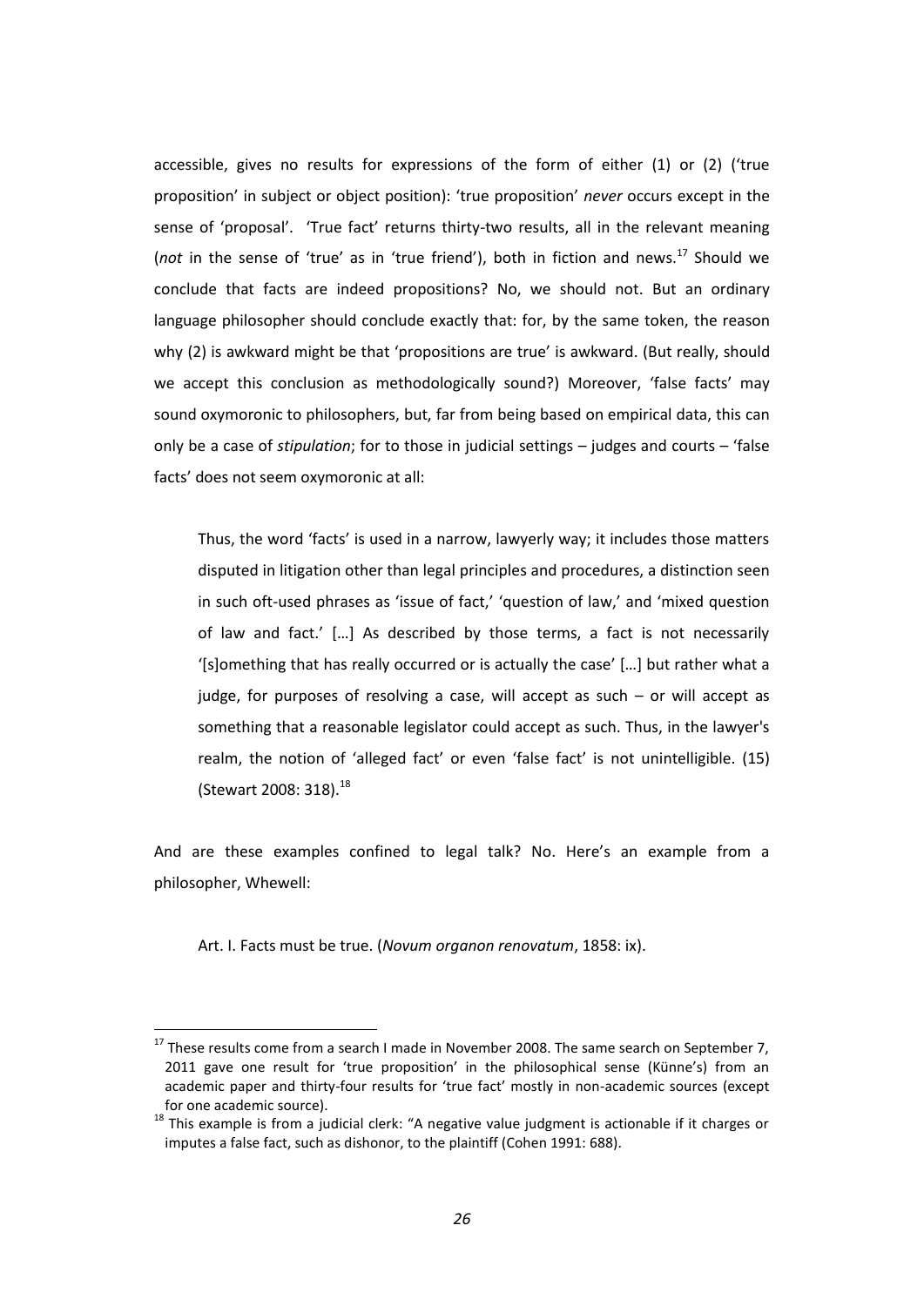accessible, gives no results for expressions of the form of either (1) or (2) ('true proposition' in subject or object position): 'true proposition' *never* occurs except in the sense of 'proposal'. 'True fact' returns thirty-two results, all in the relevant meaning (*not* in the sense of 'true' as in 'true friend'), both in fiction and news.[17] Should we conclude that facts are indeed propositions? No, we should not. But an ordinary language philosopher should conclude exactly that: for, by the same token, the reason why (2) is awkward might be that 'propositions are true' is awkward. (But really, should we accept this conclusion as methodologically sound?) Moreover, 'false facts' may sound oxymoronic to philosophers, but, far from being based on empirical data, this can only be a case of *stipulation*; for to those in judicial settings – judges and courts – 'false facts' does not seem oxymoronic at all:

> Thus, the word 'facts' is used in a narrow, lawyerly way; it includes those matters disputed in litigation other than legal principles and procedures, a distinction seen in such oft-used phrases as 'issue of fact,' 'question of law,' and 'mixed question of law and fact.' […] As described by those terms, a fact is not necessarily '[s]omething that has really occurred or is actually the case' […] but rather what a judge, for purposes of resolving a case, will accept as such – or will accept as something that a reasonable legislator could accept as such. Thus, in the lawyer's realm, the notion of 'alleged fact' or even 'false fact' is not unintelligible. (15) (Stewart 2008: 318).[18]

And are these examples confined to legal talk? No. Here's an example from a philosopher, Whewell:

> Art. I. Facts must be true. (*Novum organon renovatum*, 1858: ix).

---

[17] These results come from a search I made in November 2008. The same search on September 7, 2011 gave one result for 'true proposition' in the philosophical sense (Künne's) from an academic paper and thirty-four results for 'true fact' mostly in non-academic sources (except for one academic source).

[18] This example is from a judicial clerk: "A negative value judgment is actionable if it charges or imputes a false fact, such as dishonor, to the plaintiff (Cohen 1991: 688).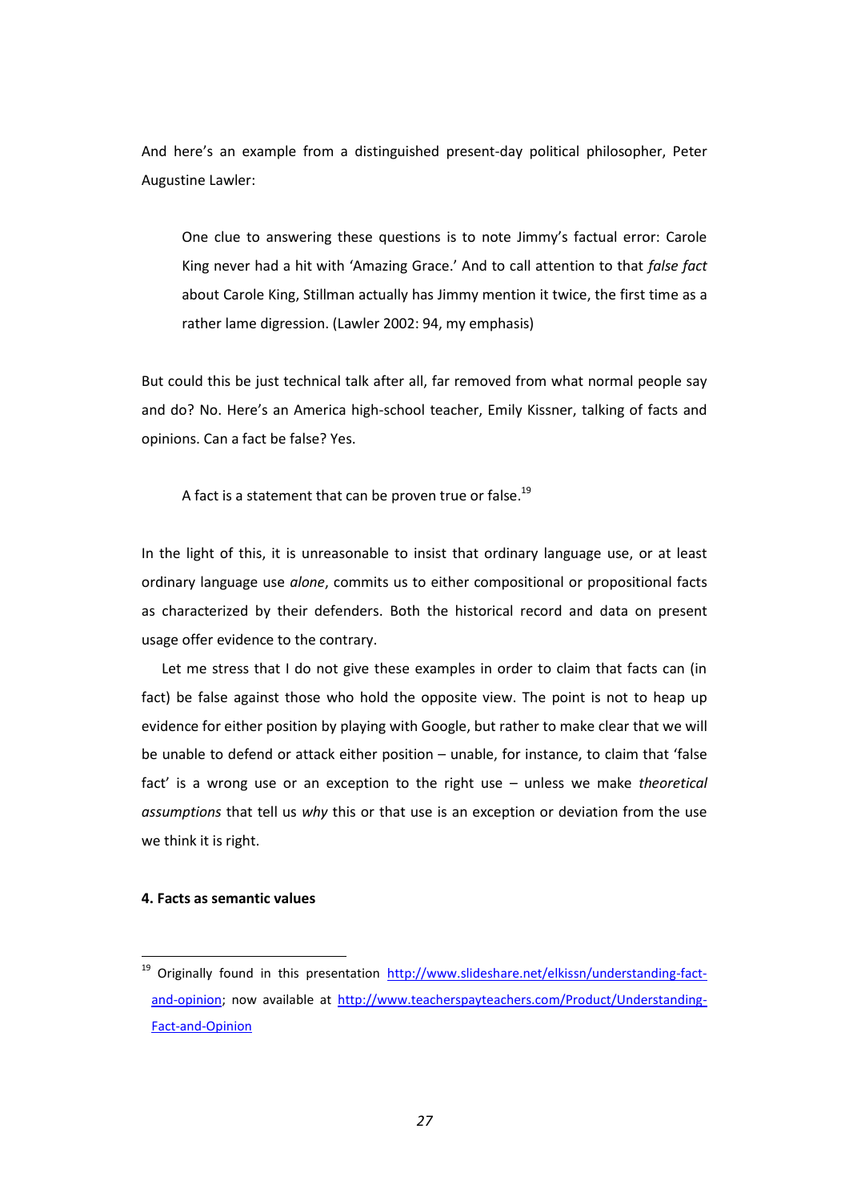And here's an example from a distinguished present-day political philosopher, Peter Augustine Lawler:

> One clue to answering these questions is to note Jimmy's factual error: Carole King never had a hit with 'Amazing Grace.' And to call attention to that *false fact* about Carole King, Stillman actually has Jimmy mention it twice, the first time as a rather lame digression. (Lawler 2002: 94, my emphasis)

But could this be just technical talk after all, far removed from what normal people say and do? No. Here's an America high-school teacher, Emily Kissner, talking of facts and opinions. Can a fact be false? Yes.

> A fact is a statement that can be proven true or false.[19]

In the light of this, it is unreasonable to insist that ordinary language use, or at least ordinary language use *alone*, commits us to either compositional or propositional facts as characterized by their defenders. Both the historical record and data on present usage offer evidence to the contrary.

Let me stress that I do not give these examples in order to claim that facts can (in fact) be false against those who hold the opposite view. The point is not to heap up evidence for either position by playing with Google, but rather to make clear that we will be unable to defend or attack either position – unable, for instance, to claim that 'false fact' is a wrong use or an exception to the right use – unless we make *theoretical assumptions* that tell us *why* this or that use is an exception or deviation from the use we think it is right.

#### 4. Facts as semantic values

[19] Originally found in this presentation http://www.slideshare.net/elkissn/understanding-fact-and-opinion; now available at http://www.teacherspayteachers.com/Product/Understanding-Fact-and-Opinion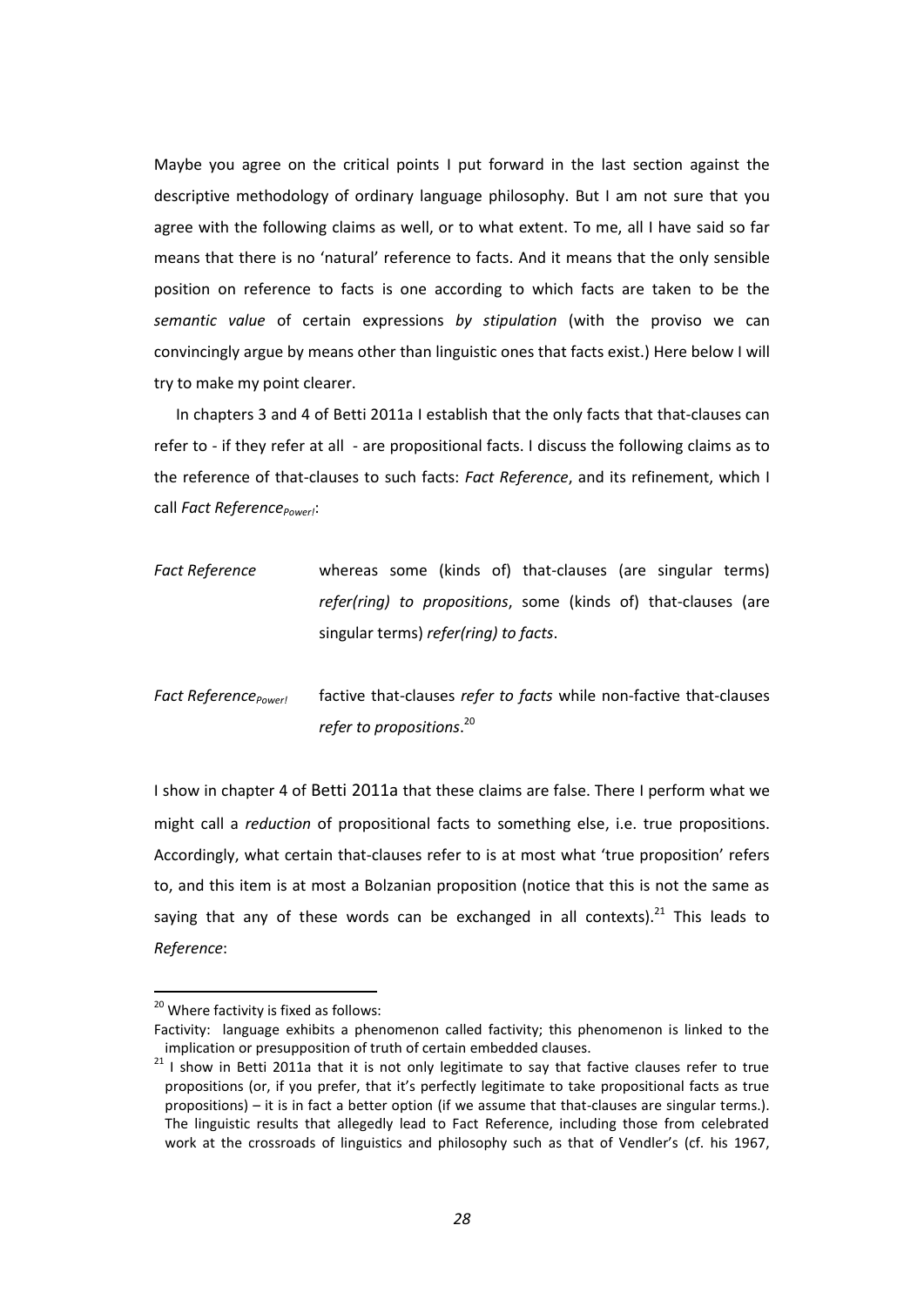Maybe you agree on the critical points I put forward in the last section against the descriptive methodology of ordinary language philosophy. But I am not sure that you agree with the following claims as well, or to what extent. To me, all I have said so far means that there is no 'natural' reference to facts. And it means that the only sensible position on reference to facts is one according to which facts are taken to be the *semantic value* of certain expressions *by stipulation* (with the proviso we can convincingly argue by means other than linguistic ones that facts exist.) Here below I will try to make my point clearer.

In chapters 3 and 4 of Betti 2011a I establish that the only facts that that-clauses can refer to - if they refer at all - are propositional facts. I discuss the following claims as to the reference of that-clauses to such facts: *Fact Reference*, and its refinement, which I call *Fact Reference$_{Power!}$*:

*Fact Reference* — whereas some (kinds of) that-clauses (are singular terms) *refer(ring) to propositions*, some (kinds of) that-clauses (are singular terms) *refer(ring) to facts*.

*Fact Reference$_{Power!}$* — factive that-clauses *refer to facts* while non-factive that-clauses *refer to propositions*.[20]

I show in chapter 4 of Betti 2011a that these claims are false. There I perform what we might call a *reduction* of propositional facts to something else, i.e. true propositions. Accordingly, what certain that-clauses refer to is at most what 'true proposition' refers to, and this item is at most a Bolzanian proposition (notice that this is not the same as saying that any of these words can be exchanged in all contexts).[21] This leads to *Reference*:

---

[20] Where factivity is fixed as follows:
Factivity: language exhibits a phenomenon called factivity; this phenomenon is linked to the implication or presupposition of truth of certain embedded clauses.

[21] I show in Betti 2011a that it is not only legitimate to say that factive clauses refer to true propositions (or, if you prefer, that it's perfectly legitimate to take propositional facts as true propositions) – it is in fact a better option (if we assume that that-clauses are singular terms.). The linguistic results that allegedly lead to Fact Reference, including those from celebrated work at the crossroads of linguistics and philosophy such as that of Vendler's (cf. his 1967,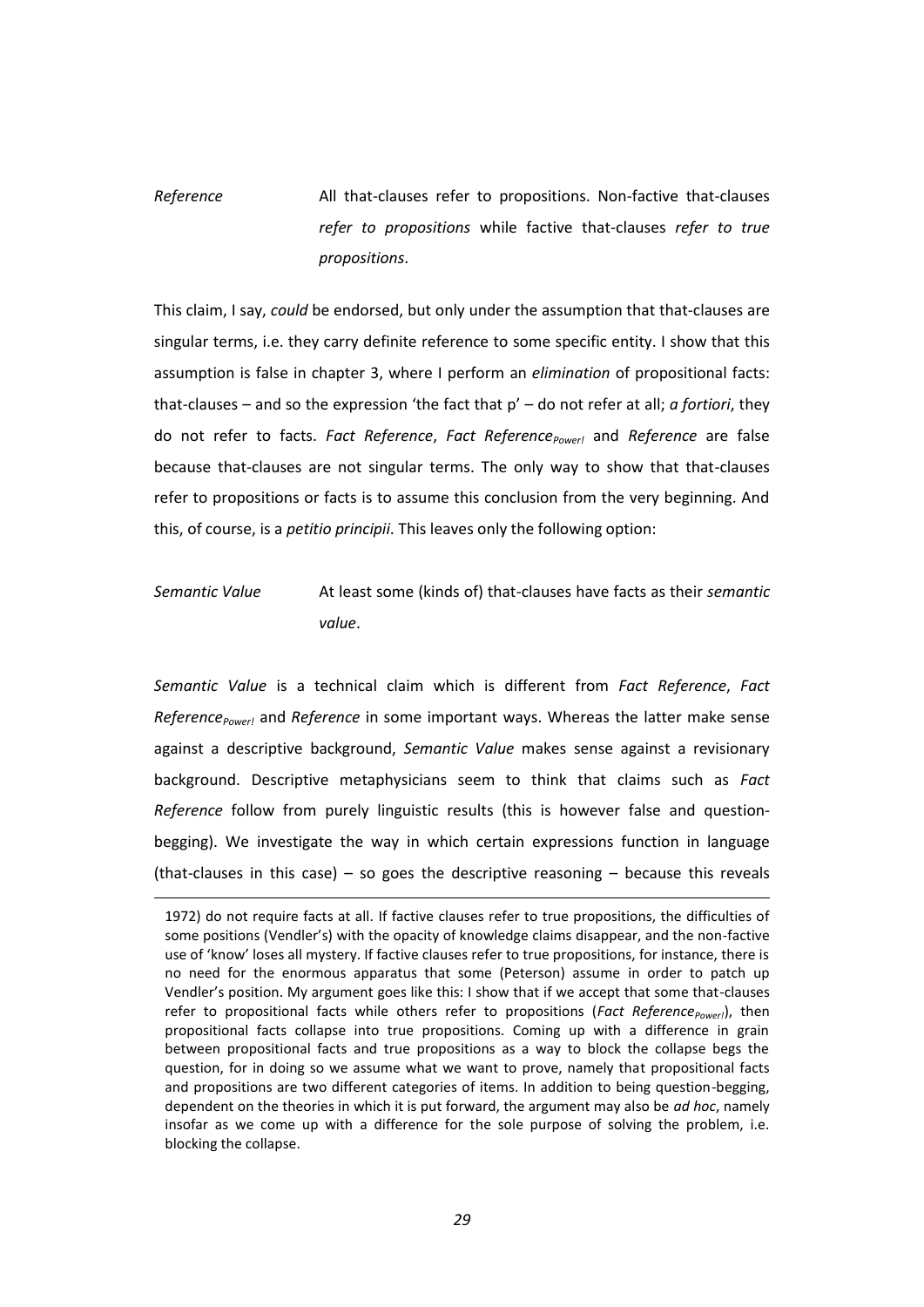*Reference* All that-clauses refer to propositions. Non-factive that-clauses *refer to propositions* while factive that-clauses *refer to true propositions*.

This claim, I say, *could* be endorsed, but only under the assumption that that-clauses are singular terms, i.e. they carry definite reference to some specific entity. I show that this assumption is false in chapter 3, where I perform an *elimination* of propositional facts: that-clauses – and so the expression 'the fact that p' – do not refer at all; *a fortiori*, they do not refer to facts. *Fact Reference*, *Fact Reference$_{Power!}$* and *Reference* are false because that-clauses are not singular terms. The only way to show that that-clauses refer to propositions or facts is to assume this conclusion from the very beginning. And this, of course, is a *petitio principii*. This leaves only the following option:

*Semantic Value* At least some (kinds of) that-clauses have facts as their *semantic value*.

*Semantic Value* is a technical claim which is different from *Fact Reference*, *Fact Reference$_{Power!}$* and *Reference* in some important ways. Whereas the latter make sense against a descriptive background, *Semantic Value* makes sense against a revisionary background. Descriptive metaphysicians seem to think that claims such as *Fact Reference* follow from purely linguistic results (this is however false and question-begging). We investigate the way in which certain expressions function in language (that-clauses in this case) – so goes the descriptive reasoning – because this reveals

1972) do not require facts at all. If factive clauses refer to true propositions, the difficulties of some positions (Vendler's) with the opacity of knowledge claims disappear, and the non-factive use of 'know' loses all mystery. If factive clauses refer to true propositions, for instance, there is no need for the enormous apparatus that some (Peterson) assume in order to patch up Vendler's position. My argument goes like this: I show that if we accept that some that-clauses refer to propositional facts while others refer to propositions (*Fact Reference$_{Power!}$*), then propositional facts collapse into true propositions. Coming up with a difference in grain between propositional facts and true propositions as a way to block the collapse begs the question, for in doing so we assume what we want to prove, namely that propositional facts and propositions are two different categories of items. In addition to being question-begging, dependent on the theories in which it is put forward, the argument may also be *ad hoc*, namely insofar as we come up with a difference for the sole purpose of solving the problem, i.e. blocking the collapse.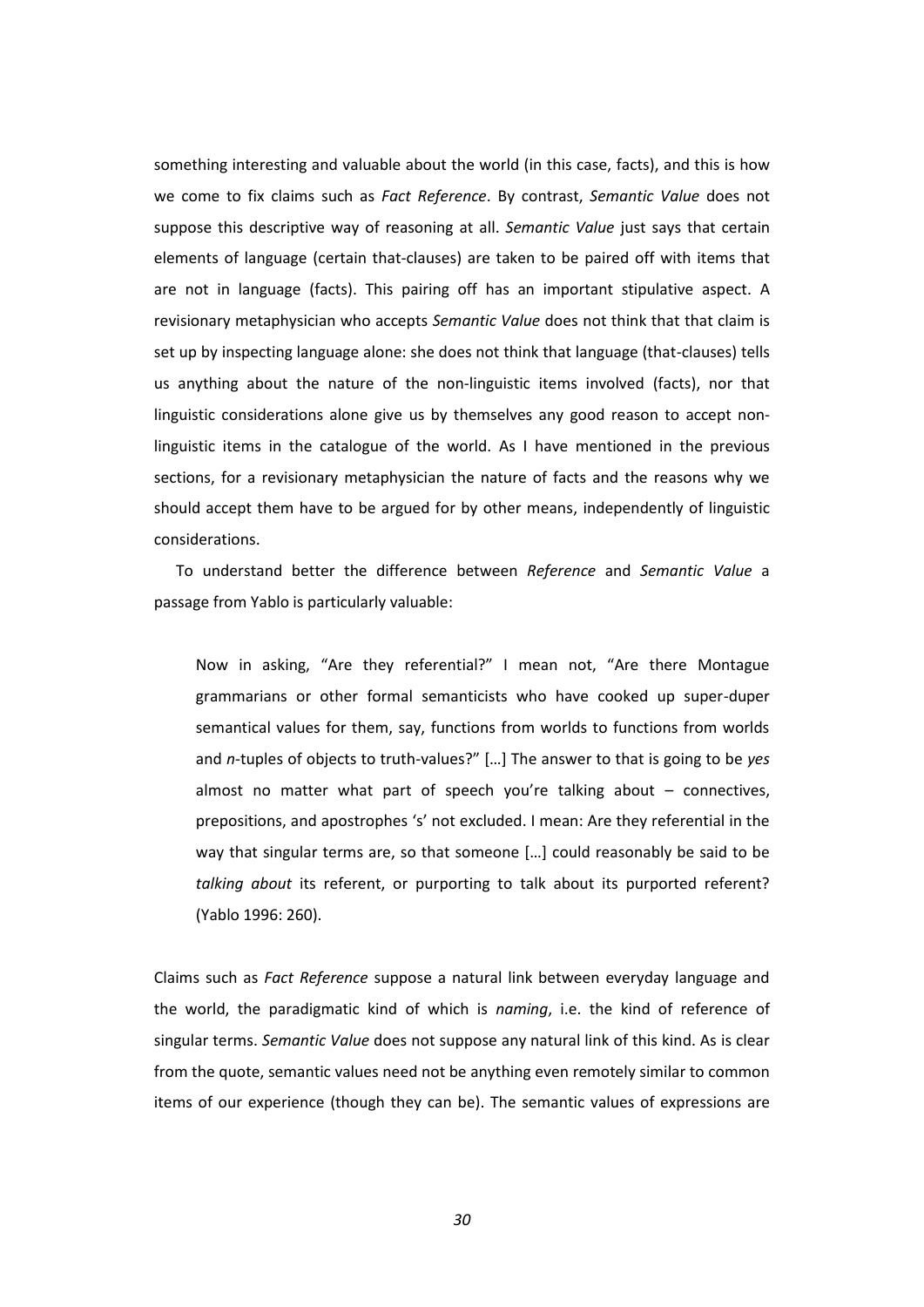something interesting and valuable about the world (in this case, facts), and this is how we come to fix claims such as *Fact Reference*. By contrast, *Semantic Value* does not suppose this descriptive way of reasoning at all. *Semantic Value* just says that certain elements of language (certain that-clauses) are taken to be paired off with items that are not in language (facts). This pairing off has an important stipulative aspect. A revisionary metaphysician who accepts *Semantic Value* does not think that that claim is set up by inspecting language alone: she does not think that language (that-clauses) tells us anything about the nature of the non-linguistic items involved (facts), nor that linguistic considerations alone give us by themselves any good reason to accept non-linguistic items in the catalogue of the world. As I have mentioned in the previous sections, for a revisionary metaphysician the nature of facts and the reasons why we should accept them have to be argued for by other means, independently of linguistic considerations.

To understand better the difference between *Reference* and *Semantic Value* a passage from Yablo is particularly valuable:

> Now in asking, "Are they referential?" I mean not, "Are there Montague grammarians or other formal semanticists who have cooked up super-duper semantical values for them, say, functions from worlds to functions from worlds and *n*-tuples of objects to truth-values?" […] The answer to that is going to be *yes* almost no matter what part of speech you're talking about – connectives, prepositions, and apostrophes 's' not excluded. I mean: Are they referential in the way that singular terms are, so that someone […] could reasonably be said to be *talking about* its referent, or purporting to talk about its purported referent? (Yablo 1996: 260).

Claims such as *Fact Reference* suppose a natural link between everyday language and the world, the paradigmatic kind of which is *naming*, i.e. the kind of reference of singular terms. *Semantic Value* does not suppose any natural link of this kind. As is clear from the quote, semantic values need not be anything even remotely similar to common items of our experience (though they can be). The semantic values of expressions are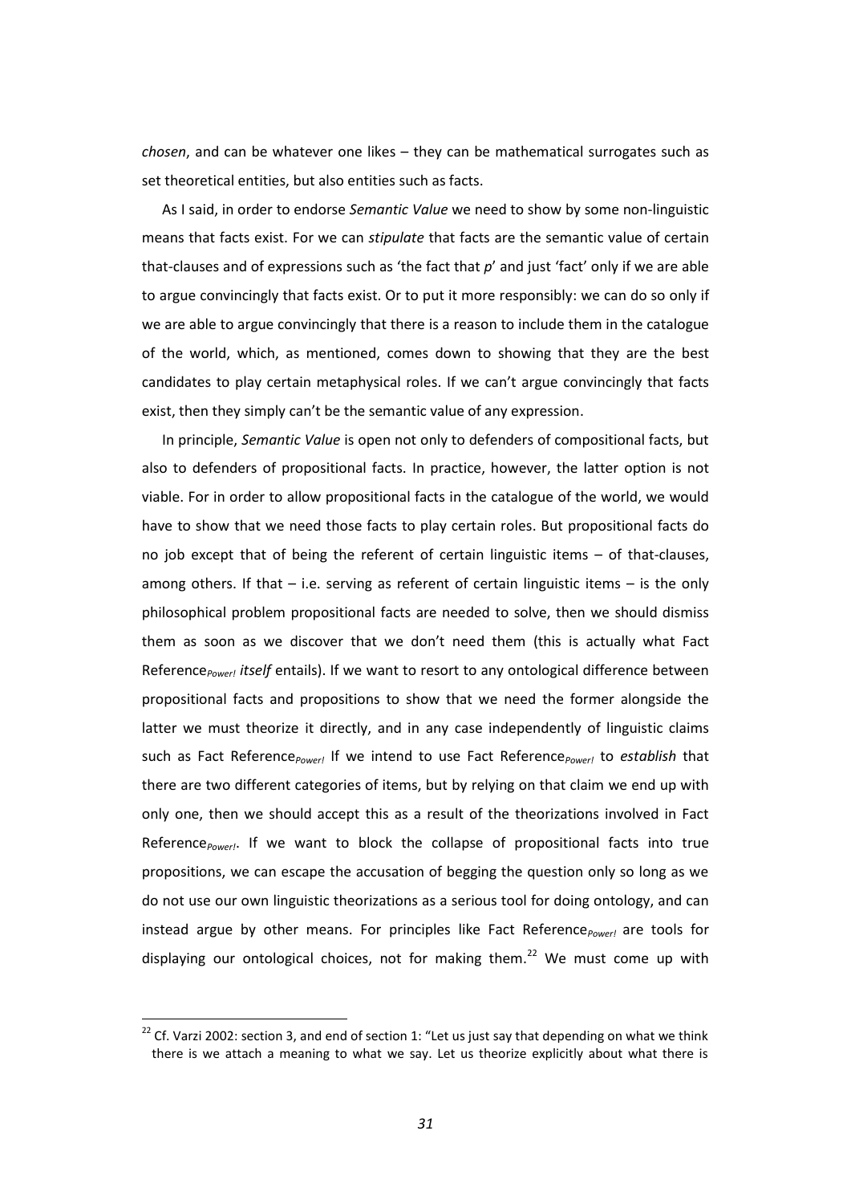*chosen*, and can be whatever one likes – they can be mathematical surrogates such as set theoretical entities, but also entities such as facts.

As I said, in order to endorse *Semantic Value* we need to show by some non-linguistic means that facts exist. For we can *stipulate* that facts are the semantic value of certain that-clauses and of expressions such as 'the fact that *p*' and just 'fact' only if we are able to argue convincingly that facts exist. Or to put it more responsibly: we can do so only if we are able to argue convincingly that there is a reason to include them in the catalogue of the world, which, as mentioned, comes down to showing that they are the best candidates to play certain metaphysical roles. If we can't argue convincingly that facts exist, then they simply can't be the semantic value of any expression.

In principle, *Semantic Value* is open not only to defenders of compositional facts, but also to defenders of propositional facts. In practice, however, the latter option is not viable. For in order to allow propositional facts in the catalogue of the world, we would have to show that we need those facts to play certain roles. But propositional facts do no job except that of being the referent of certain linguistic items – of that-clauses, among others. If that – i.e. serving as referent of certain linguistic items – is the only philosophical problem propositional facts are needed to solve, then we should dismiss them as soon as we discover that we don't need them (this is actually what Fact Reference$_{Power!}$ *itself* entails). If we want to resort to any ontological difference between propositional facts and propositions to show that we need the former alongside the latter we must theorize it directly, and in any case independently of linguistic claims such as Fact Reference$_{Power!}$ If we intend to use Fact Reference$_{Power!}$ to *establish* that there are two different categories of items, but by relying on that claim we end up with only one, then we should accept this as a result of the theorizations involved in Fact Reference$_{Power!}$. If we want to block the collapse of propositional facts into true propositions, we can escape the accusation of begging the question only so long as we do not use our own linguistic theorizations as a serious tool for doing ontology, and can instead argue by other means. For principles like Fact Reference$_{Power!}$ are tools for displaying our ontological choices, not for making them.[22] We must come up with

[22] Cf. Varzi 2002: section 3, and end of section 1: "Let us just say that depending on what we think there is we attach a meaning to what we say. Let us theorize explicitly about what there is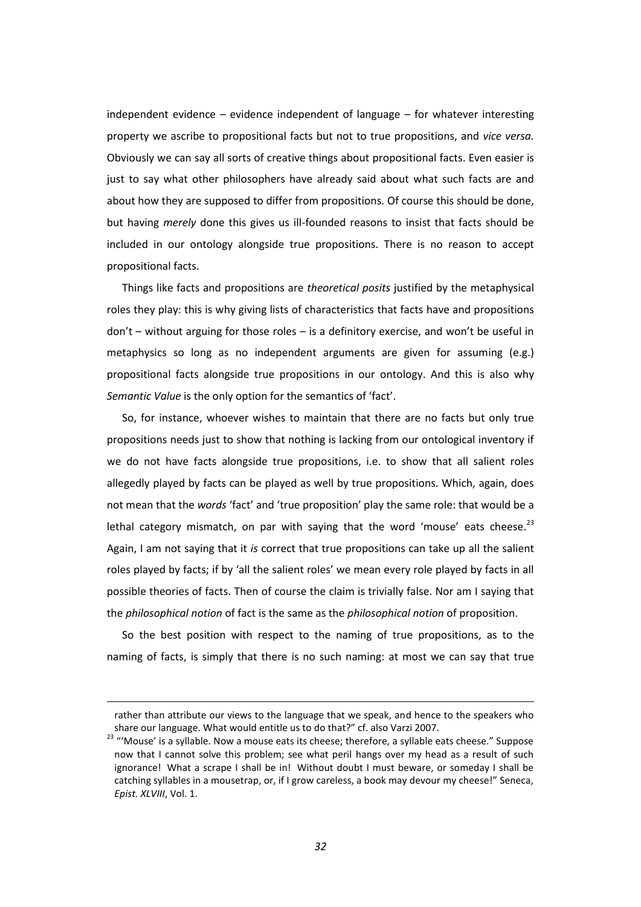independent evidence – evidence independent of language – for whatever interesting property we ascribe to propositional facts but not to true propositions, and *vice versa.* Obviously we can say all sorts of creative things about propositional facts. Even easier is just to say what other philosophers have already said about what such facts are and about how they are supposed to differ from propositions. Of course this should be done, but having *merely* done this gives us ill-founded reasons to insist that facts should be included in our ontology alongside true propositions. There is no reason to accept propositional facts.

Things like facts and propositions are *theoretical posits* justified by the metaphysical roles they play: this is why giving lists of characteristics that facts have and propositions don't – without arguing for those roles – is a definitory exercise, and won't be useful in metaphysics so long as no independent arguments are given for assuming (e.g.) propositional facts alongside true propositions in our ontology. And this is also why *Semantic Value* is the only option for the semantics of 'fact'.

So, for instance, whoever wishes to maintain that there are no facts but only true propositions needs just to show that nothing is lacking from our ontological inventory if we do not have facts alongside true propositions, i.e. to show that all salient roles allegedly played by facts can be played as well by true propositions. Which, again, does not mean that the *words* 'fact' and 'true proposition' play the same role: that would be a lethal category mismatch, on par with saying that the word 'mouse' eats cheese.[23] Again, I am not saying that it *is* correct that true propositions can take up all the salient roles played by facts; if by 'all the salient roles' we mean every role played by facts in all possible theories of facts. Then of course the claim is trivially false. Nor am I saying that the *philosophical notion* of fact is the same as the *philosophical notion* of proposition.

So the best position with respect to the naming of true propositions, as to the naming of facts, is simply that there is no such naming: at most we can say that true

rather than attribute our views to the language that we speak, and hence to the speakers who share our language. What would entitle us to do that?" cf. also Varzi 2007.

[23] "'Mouse' is a syllable. Now a mouse eats its cheese; therefore, a syllable eats cheese." Suppose now that I cannot solve this problem; see what peril hangs over my head as a result of such ignorance! What a scrape I shall be in! Without doubt I must beware, or someday I shall be catching syllables in a mousetrap, or, if I grow careless, a book may devour my cheese!" Seneca, *Epist. XLVIII*, Vol. 1.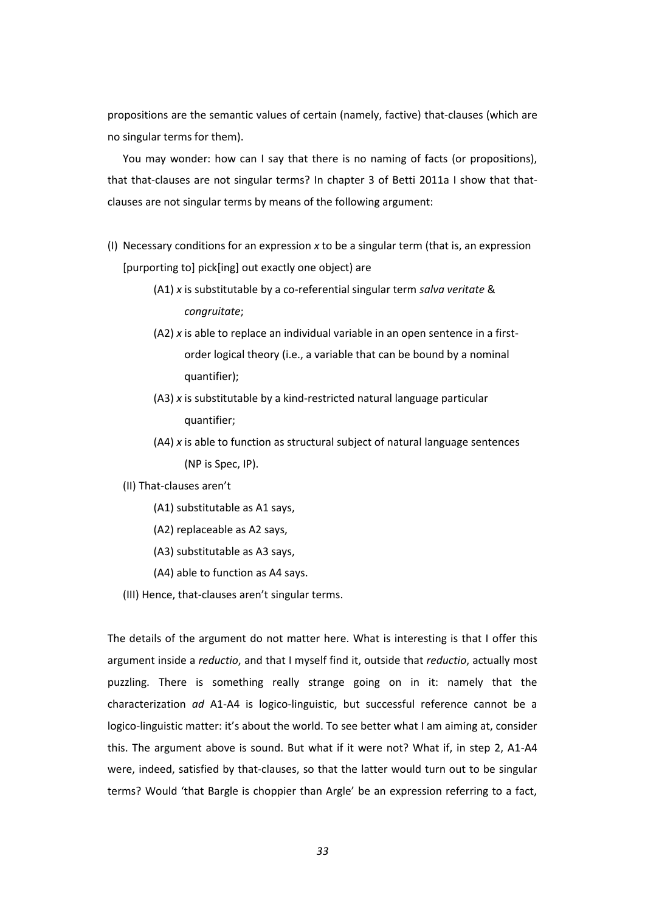propositions are the semantic values of certain (namely, factive) that-clauses (which are no singular terms for them).

You may wonder: how can I say that there is no naming of facts (or propositions), that that-clauses are not singular terms? In chapter 3 of Betti 2011a I show that that-clauses are not singular terms by means of the following argument:

(I) Necessary conditions for an expression *x* to be a singular term (that is, an expression [purporting to] pick[ing] out exactly one object) are

  (A1) *x* is substitutable by a co-referential singular term *salva veritate* & *congruitate*;

  (A2) *x* is able to replace an individual variable in an open sentence in a first-order logical theory (i.e., a variable that can be bound by a nominal quantifier);

  (A3) *x* is substitutable by a kind-restricted natural language particular quantifier;

  (A4) *x* is able to function as structural subject of natural language sentences (NP is Spec, IP).

(II) That-clauses aren't

  (A1) substitutable as A1 says,

  (A2) replaceable as A2 says,

  (A3) substitutable as A3 says,

  (A4) able to function as A4 says.

(III) Hence, that-clauses aren't singular terms.

The details of the argument do not matter here. What is interesting is that I offer this argument inside a *reductio*, and that I myself find it, outside that *reductio*, actually most puzzling. There is something really strange going on in it: namely that the characterization *ad* A1-A4 is logico-linguistic, but successful reference cannot be a logico-linguistic matter: it's about the world. To see better what I am aiming at, consider this. The argument above is sound. But what if it were not? What if, in step 2, A1-A4 were, indeed, satisfied by that-clauses, so that the latter would turn out to be singular terms? Would 'that Bargle is choppier than Argle' be an expression referring to a fact,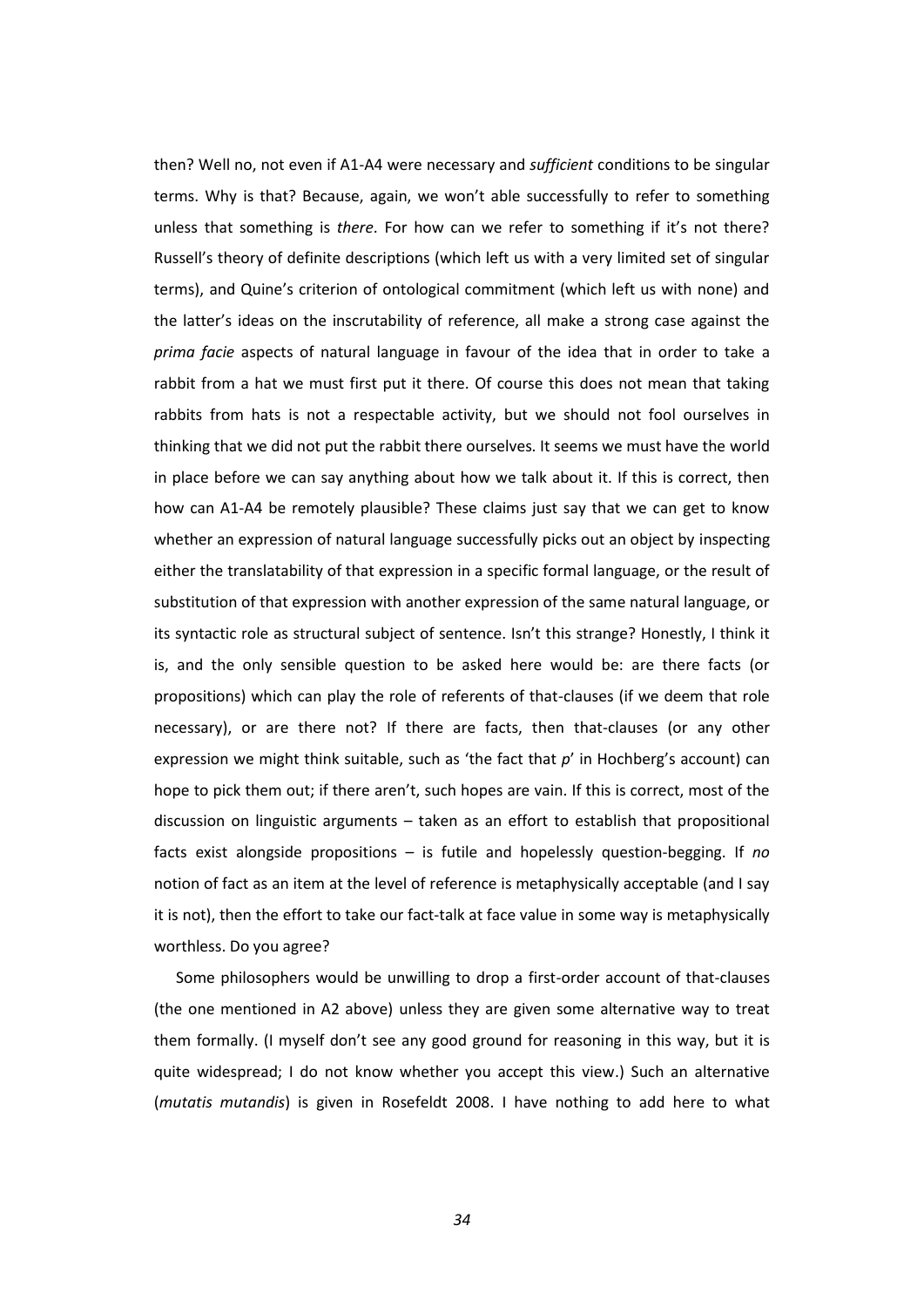then? Well no, not even if A1-A4 were necessary and *sufficient* conditions to be singular terms. Why is that? Because, again, we won't able successfully to refer to something unless that something is *there*. For how can we refer to something if it's not there? Russell's theory of definite descriptions (which left us with a very limited set of singular terms), and Quine's criterion of ontological commitment (which left us with none) and the latter's ideas on the inscrutability of reference, all make a strong case against the *prima facie* aspects of natural language in favour of the idea that in order to take a rabbit from a hat we must first put it there. Of course this does not mean that taking rabbits from hats is not a respectable activity, but we should not fool ourselves in thinking that we did not put the rabbit there ourselves. It seems we must have the world in place before we can say anything about how we talk about it. If this is correct, then how can A1-A4 be remotely plausible? These claims just say that we can get to know whether an expression of natural language successfully picks out an object by inspecting either the translatability of that expression in a specific formal language, or the result of substitution of that expression with another expression of the same natural language, or its syntactic role as structural subject of sentence. Isn't this strange? Honestly, I think it is, and the only sensible question to be asked here would be: are there facts (or propositions) which can play the role of referents of that-clauses (if we deem that role necessary), or are there not? If there are facts, then that-clauses (or any other expression we might think suitable, such as 'the fact that *p*' in Hochberg's account) can hope to pick them out; if there aren't, such hopes are vain. If this is correct, most of the discussion on linguistic arguments – taken as an effort to establish that propositional facts exist alongside propositions – is futile and hopelessly question-begging. If *no* notion of fact as an item at the level of reference is metaphysically acceptable (and I say it is not), then the effort to take our fact-talk at face value in some way is metaphysically worthless. Do you agree?

Some philosophers would be unwilling to drop a first-order account of that-clauses (the one mentioned in A2 above) unless they are given some alternative way to treat them formally. (I myself don't see any good ground for reasoning in this way, but it is quite widespread; I do not know whether you accept this view.) Such an alternative (*mutatis mutandis*) is given in Rosefeldt 2008. I have nothing to add here to what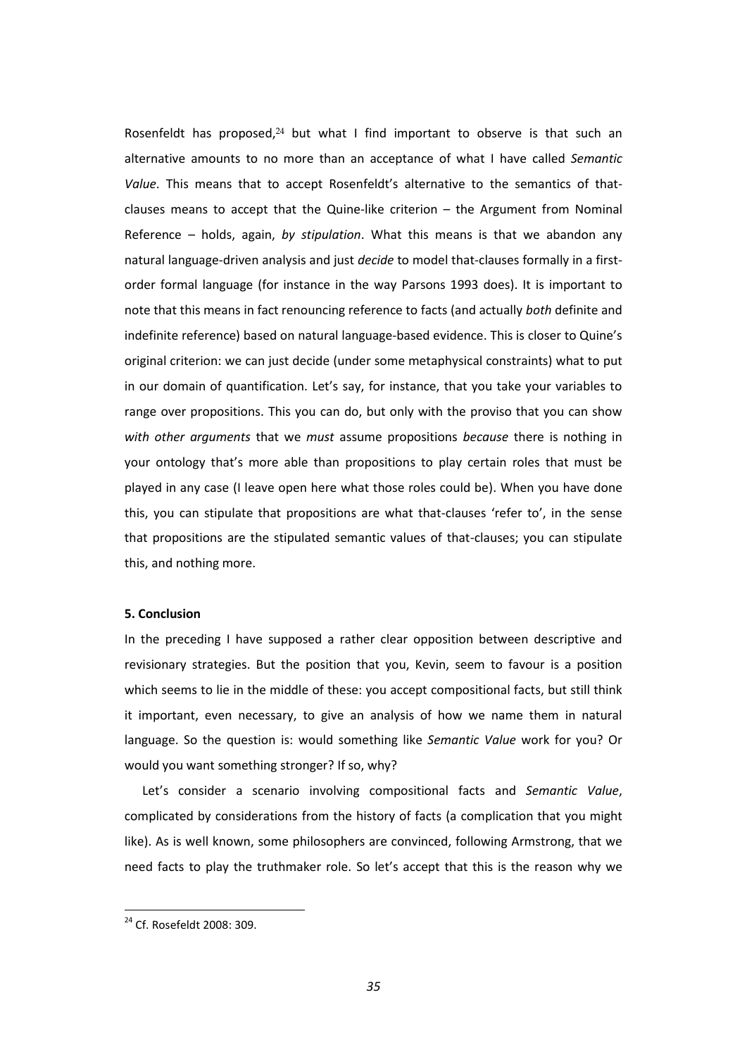Rosenfeldt has proposed,[24] but what I find important to observe is that such an alternative amounts to no more than an acceptance of what I have called *Semantic Value*. This means that to accept Rosenfeldt's alternative to the semantics of that-clauses means to accept that the Quine-like criterion – the Argument from Nominal Reference – holds, again, *by stipulation*. What this means is that we abandon any natural language-driven analysis and just *decide* to model that-clauses formally in a first-order formal language (for instance in the way Parsons 1993 does). It is important to note that this means in fact renouncing reference to facts (and actually *both* definite and indefinite reference) based on natural language-based evidence. This is closer to Quine's original criterion: we can just decide (under some metaphysical constraints) what to put in our domain of quantification. Let's say, for instance, that you take your variables to range over propositions. This you can do, but only with the proviso that you can show *with other arguments* that we *must* assume propositions *because* there is nothing in your ontology that's more able than propositions to play certain roles that must be played in any case (I leave open here what those roles could be). When you have done this, you can stipulate that propositions are what that-clauses 'refer to', in the sense that propositions are the stipulated semantic values of that-clauses; you can stipulate this, and nothing more.

**5. Conclusion**

In the preceding I have supposed a rather clear opposition between descriptive and revisionary strategies. But the position that you, Kevin, seem to favour is a position which seems to lie in the middle of these: you accept compositional facts, but still think it important, even necessary, to give an analysis of how we name them in natural language. So the question is: would something like *Semantic Value* work for you? Or would you want something stronger? If so, why?

Let's consider a scenario involving compositional facts and *Semantic Value*, complicated by considerations from the history of facts (a complication that you might like). As is well known, some philosophers are convinced, following Armstrong, that we need facts to play the truthmaker role. So let's accept that this is the reason why we

[24] Cf. Rosefeldt 2008: 309.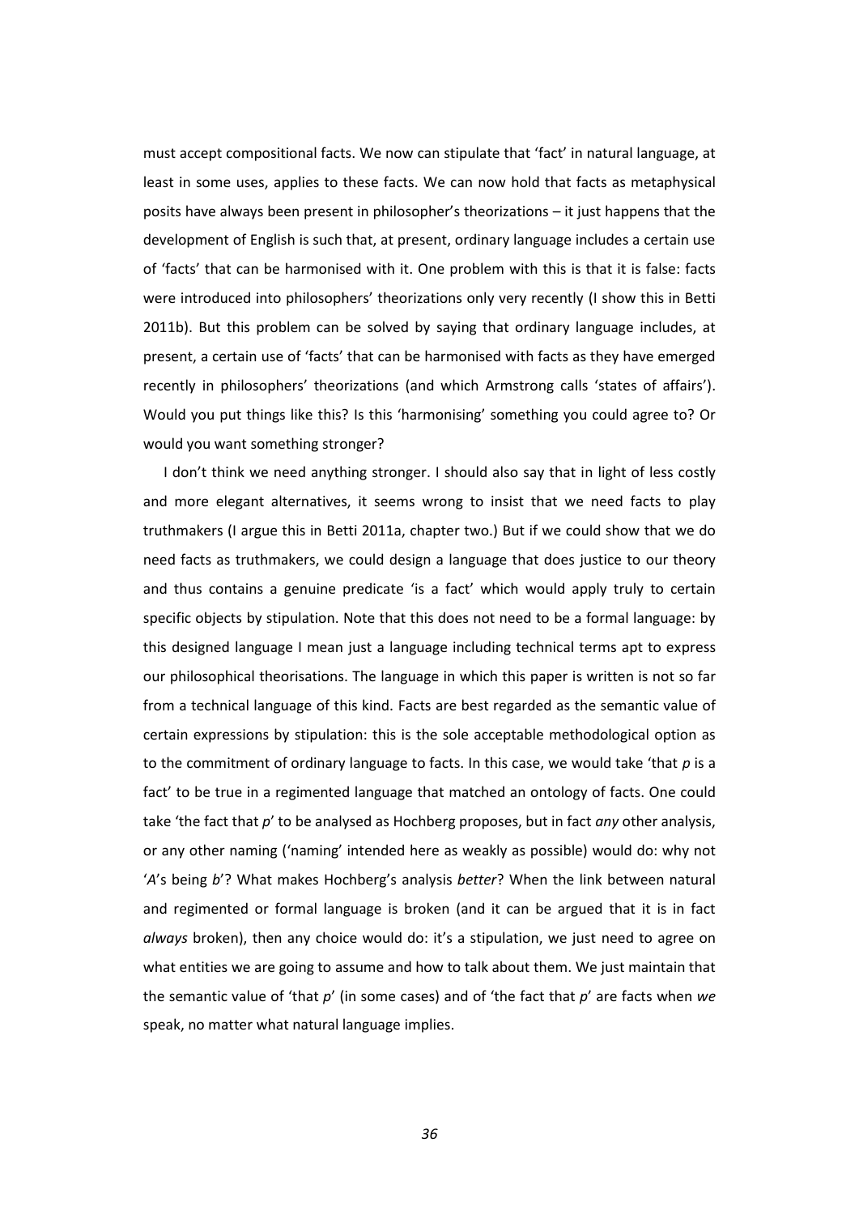must accept compositional facts. We now can stipulate that 'fact' in natural language, at least in some uses, applies to these facts. We can now hold that facts as metaphysical posits have always been present in philosopher's theorizations – it just happens that the development of English is such that, at present, ordinary language includes a certain use of 'facts' that can be harmonised with it. One problem with this is that it is false: facts were introduced into philosophers' theorizations only very recently (I show this in Betti 2011b). But this problem can be solved by saying that ordinary language includes, at present, a certain use of 'facts' that can be harmonised with facts as they have emerged recently in philosophers' theorizations (and which Armstrong calls 'states of affairs'). Would you put things like this? Is this 'harmonising' something you could agree to? Or would you want something stronger?

I don't think we need anything stronger. I should also say that in light of less costly and more elegant alternatives, it seems wrong to insist that we need facts to play truthmakers (I argue this in Betti 2011a, chapter two.) But if we could show that we do need facts as truthmakers, we could design a language that does justice to our theory and thus contains a genuine predicate 'is a fact' which would apply truly to certain specific objects by stipulation. Note that this does not need to be a formal language: by this designed language I mean just a language including technical terms apt to express our philosophical theorisations. The language in which this paper is written is not so far from a technical language of this kind. Facts are best regarded as the semantic value of certain expressions by stipulation: this is the sole acceptable methodological option as to the commitment of ordinary language to facts. In this case, we would take 'that *p* is a fact' to be true in a regimented language that matched an ontology of facts. One could take 'the fact that *p*' to be analysed as Hochberg proposes, but in fact *any* other analysis, or any other naming ('naming' intended here as weakly as possible) would do: why not '*A*'s being *b*'? What makes Hochberg's analysis *better*? When the link between natural and regimented or formal language is broken (and it can be argued that it is in fact *always* broken), then any choice would do: it's a stipulation, we just need to agree on what entities we are going to assume and how to talk about them. We just maintain that the semantic value of 'that *p*' (in some cases) and of 'the fact that *p*' are facts when *we* speak, no matter what natural language implies.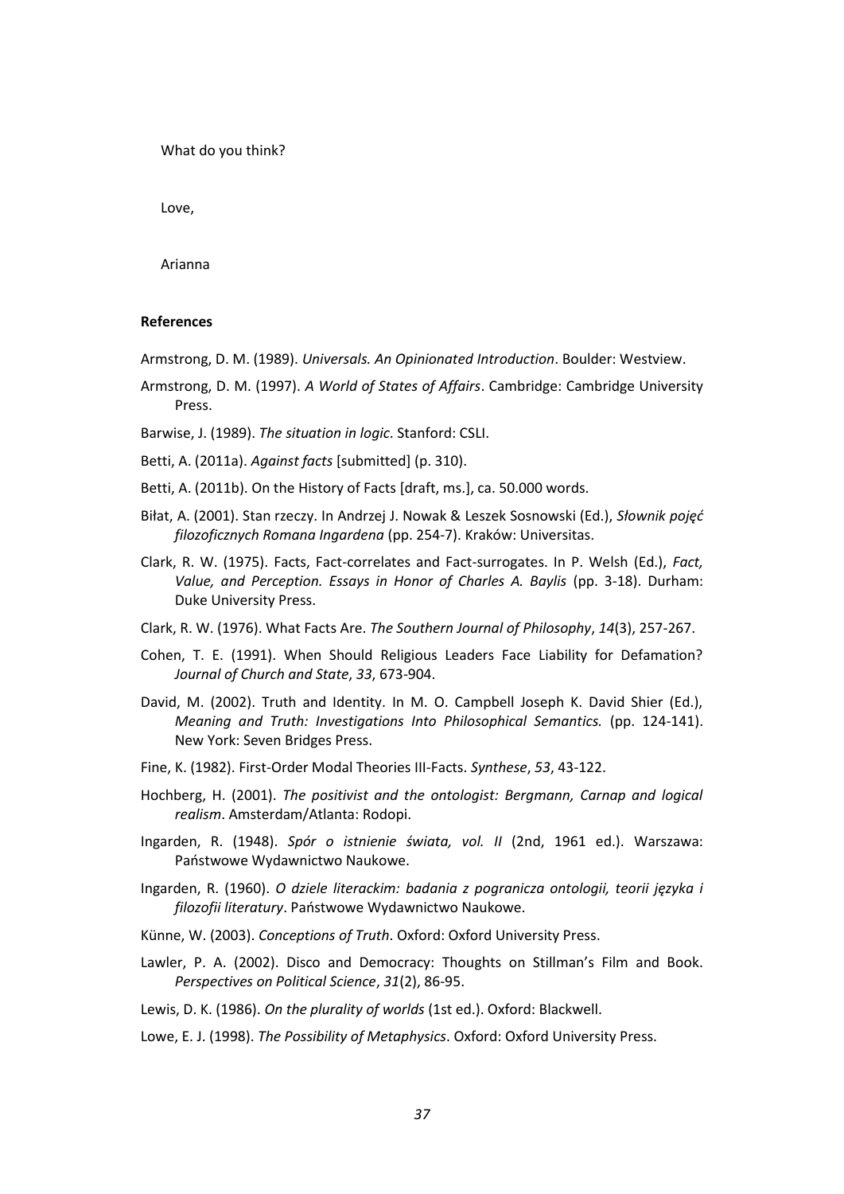What do you think?

Love,

Arianna

**References**

Armstrong, D. M. (1989). *Universals. An Opinionated Introduction*. Boulder: Westview.

Armstrong, D. M. (1997). *A World of States of Affairs*. Cambridge: Cambridge University Press.

Barwise, J. (1989). *The situation in logic*. Stanford: CSLI.

Betti, A. (2011a). *Against facts* [submitted] (p. 310).

Betti, A. (2011b). On the History of Facts [draft, ms.], ca. 50.000 words.

Biłat, A. (2001). Stan rzeczy. In Andrzej J. Nowak & Leszek Sosnowski (Ed.), *Słownik pojęć filozoficznych Romana Ingardena* (pp. 254-7). Kraków: Universitas.

Clark, R. W. (1975). Facts, Fact-correlates and Fact-surrogates. In P. Welsh (Ed.), *Fact, Value, and Perception. Essays in Honor of Charles A. Baylis* (pp. 3-18). Durham: Duke University Press.

Clark, R. W. (1976). What Facts Are. *The Southern Journal of Philosophy*, *14*(3), 257-267.

Cohen, T. E. (1991). When Should Religious Leaders Face Liability for Defamation? *Journal of Church and State*, *33*, 673-904.

David, M. (2002). Truth and Identity. In M. O. Campbell Joseph K. David Shier (Ed.), *Meaning and Truth: Investigations Into Philosophical Semantics.* (pp. 124-141). New York: Seven Bridges Press.

Fine, K. (1982). First-Order Modal Theories III-Facts. *Synthese*, *53*, 43-122.

Hochberg, H. (2001). *The positivist and the ontologist: Bergmann, Carnap and logical realism*. Amsterdam/Atlanta: Rodopi.

Ingarden, R. (1948). *Spór o istnienie świata, vol. II* (2nd, 1961 ed.). Warszawa: Państwowe Wydawnictwo Naukowe.

Ingarden, R. (1960). *O dziele literackim: badania z pogranicza ontologii, teorii języka i filozofii literatury*. Państwowe Wydawnictwo Naukowe.

Künne, W. (2003). *Conceptions of Truth*. Oxford: Oxford University Press.

Lawler, P. A. (2002). Disco and Democracy: Thoughts on Stillman's Film and Book. *Perspectives on Political Science*, *31*(2), 86-95.

Lewis, D. K. (1986). *On the plurality of worlds* (1st ed.). Oxford: Blackwell.

Lowe, E. J. (1998). *The Possibility of Metaphysics*. Oxford: Oxford University Press.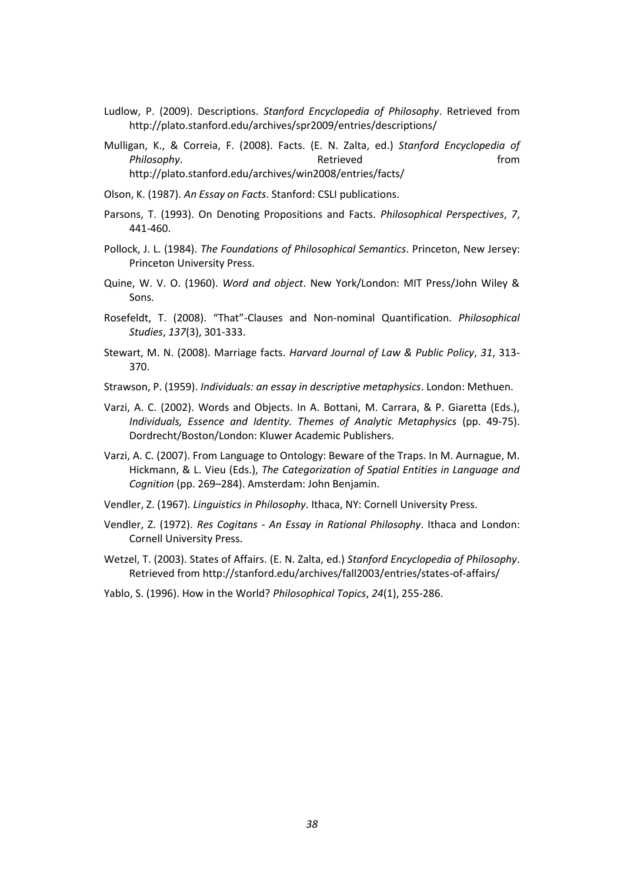Ludlow, P. (2009). Descriptions. *Stanford Encyclopedia of Philosophy*. Retrieved from http://plato.stanford.edu/archives/spr2009/entries/descriptions/

Mulligan, K., & Correia, F. (2008). Facts. (E. N. Zalta, ed.) *Stanford Encyclopedia of Philosophy*. Retrieved from http://plato.stanford.edu/archives/win2008/entries/facts/

Olson, K. (1987). *An Essay on Facts*. Stanford: CSLI publications.

Parsons, T. (1993). On Denoting Propositions and Facts. *Philosophical Perspectives*, *7*, 441-460.

Pollock, J. L. (1984). *The Foundations of Philosophical Semantics*. Princeton, New Jersey: Princeton University Press.

Quine, W. V. O. (1960). *Word and object*. New York/London: MIT Press/John Wiley & Sons.

Rosefeldt, T. (2008). "That"-Clauses and Non-nominal Quantification. *Philosophical Studies*, *137*(3), 301-333.

Stewart, M. N. (2008). Marriage facts. *Harvard Journal of Law & Public Policy*, *31*, 313-370.

Strawson, P. (1959). *Individuals: an essay in descriptive metaphysics*. London: Methuen.

Varzi, A. C. (2002). Words and Objects. In A. Bottani, M. Carrara, & P. Giaretta (Eds.), *Individuals, Essence and Identity. Themes of Analytic Metaphysics* (pp. 49-75). Dordrecht/Boston/London: Kluwer Academic Publishers.

Varzi, A. C. (2007). From Language to Ontology: Beware of the Traps. In M. Aurnague, M. Hickmann, & L. Vieu (Eds.), *The Categorization of Spatial Entities in Language and Cognition* (pp. 269–284). Amsterdam: John Benjamin.

Vendler, Z. (1967). *Linguistics in Philosophy*. Ithaca, NY: Cornell University Press.

Vendler, Z. (1972). *Res Cogitans - An Essay in Rational Philosophy*. Ithaca and London: Cornell University Press.

Wetzel, T. (2003). States of Affairs. (E. N. Zalta, ed.) *Stanford Encyclopedia of Philosophy*. Retrieved from http://stanford.edu/archives/fall2003/entries/states-of-affairs/

Yablo, S. (1996). How in the World? *Philosophical Topics*, *24*(1), 255-286.